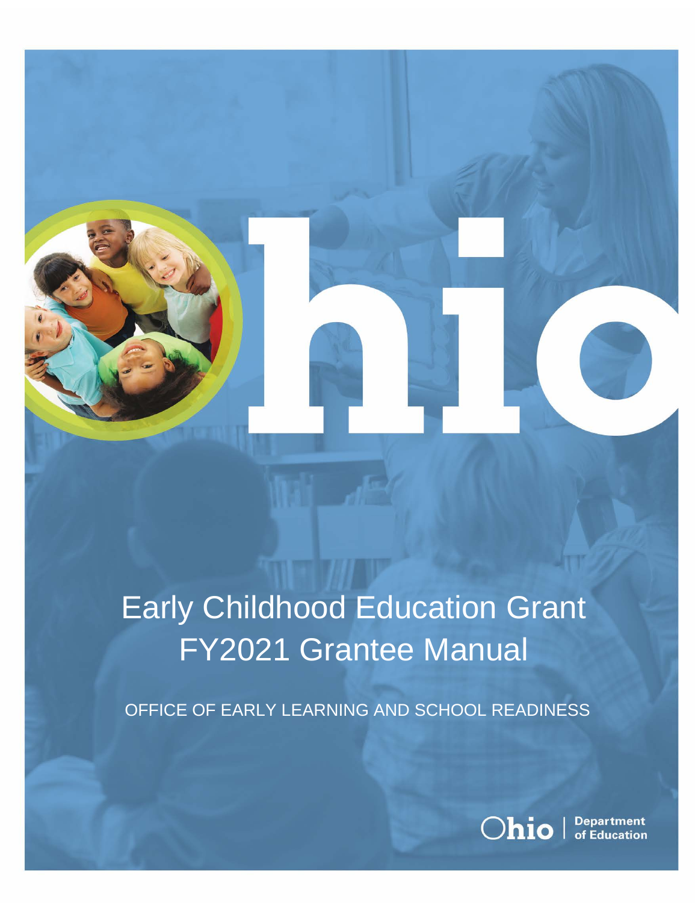# Early Childhood Education Grant FY2021 Grantee Manual

OFFICE OF EARLY LEARNING AND SCHOOL READINESS

Ohio | Department of Education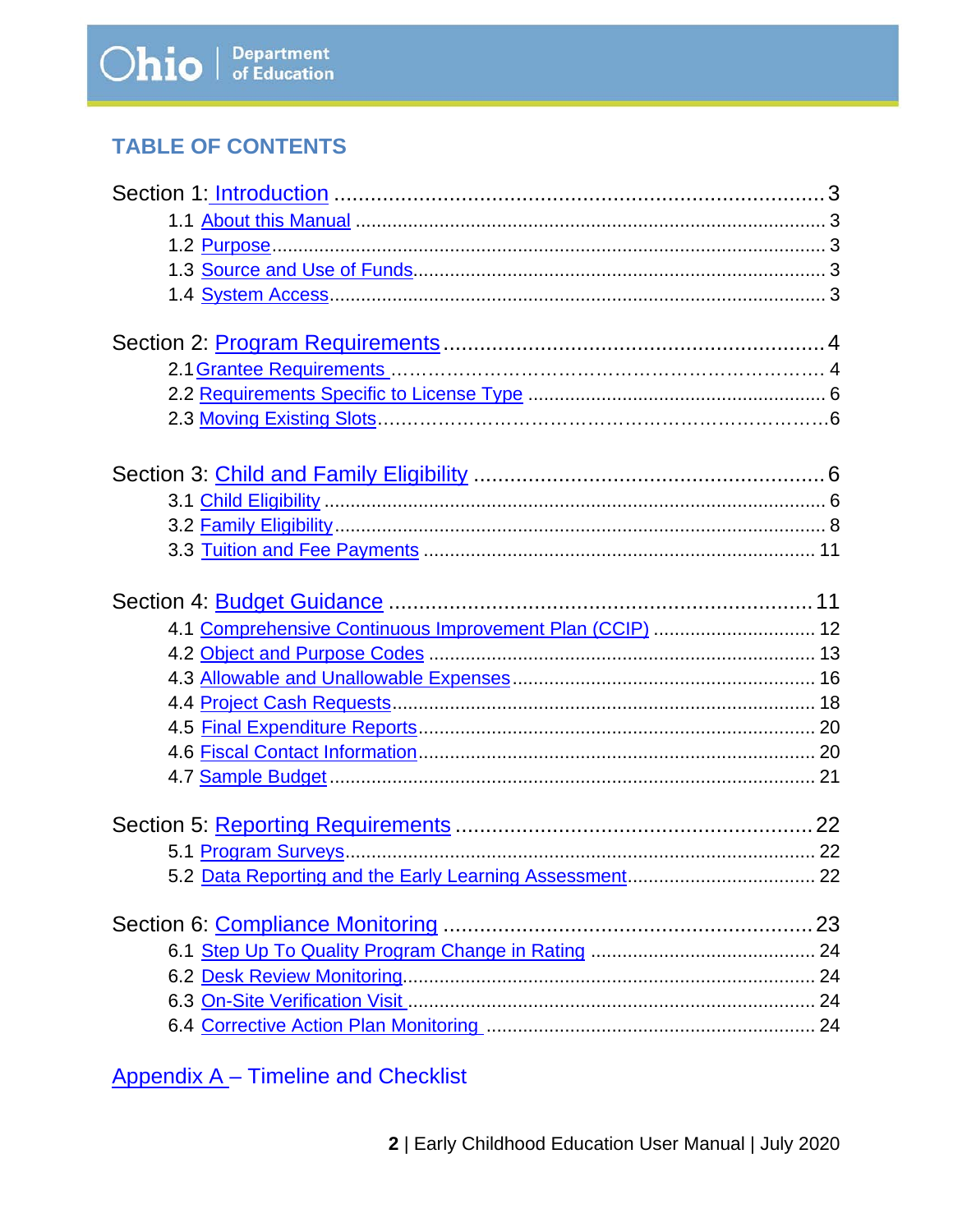## TABLE OF CONTENTS

Section 1: Introduction .......... 3
- 1.1 About this Manual .......... 3
- 1.2 Purpose .......... 3
- 1.3 Source and Use of Funds .......... 3
- 1.4 System Access .......... 3

Section 2: Program Requirements .......... 4
- 2.1 Grantee Requirements .......... 4
- 2.2 Requirements Specific to License Type .......... 6
- 2.3 Moving Existing Slots .......... 6

Section 3: Child and Family Eligibility .......... 6
- 3.1 Child Eligibility .......... 6
- 3.2 Family Eligibility .......... 8
- 3.3 Tuition and Fee Payments .......... 11

Section 4: Budget Guidance .......... 11
- 4.1 Comprehensive Continuous Improvement Plan (CCIP) .......... 12
- 4.2 Object and Purpose Codes .......... 13
- 4.3 Allowable and Unallowable Expenses .......... 16
- 4.4 Project Cash Requests .......... 18
- 4.5 Final Expenditure Reports .......... 20
- 4.6 Fiscal Contact Information .......... 20
- 4.7 Sample Budget .......... 21

Section 5: Reporting Requirements .......... 22
- 5.1 Program Surveys .......... 22
- 5.2 Data Reporting and the Early Learning Assessment .......... 22

Section 6: Compliance Monitoring .......... 23
- 6.1 Step Up To Quality Program Change in Rating .......... 24
- 6.2 Desk Review Monitoring .......... 24
- 6.3 On-Site Verification Visit .......... 24
- 6.4 Corrective Action Plan Monitoring .......... 24

Appendix A – Timeline and Checklist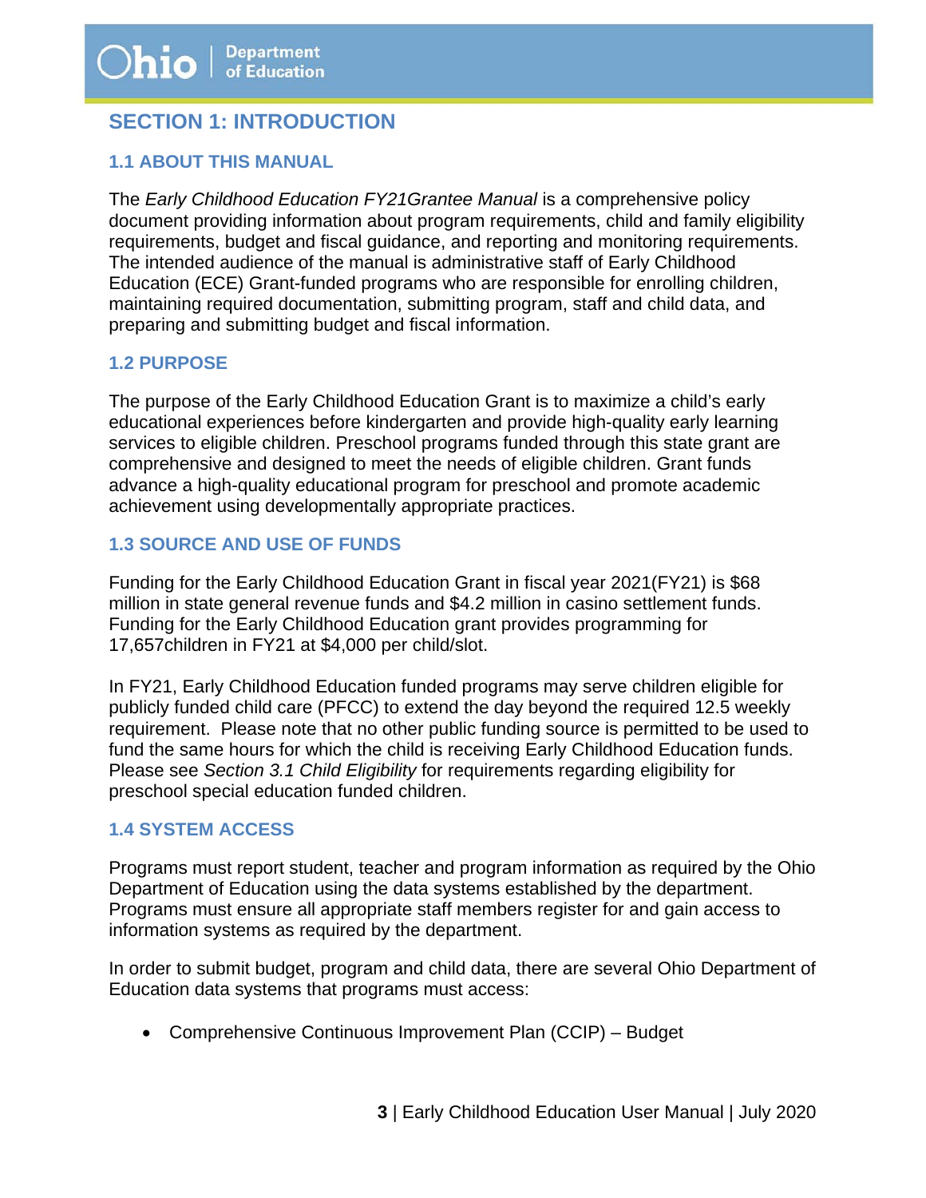## SECTION 1: INTRODUCTION

### 1.1 ABOUT THIS MANUAL

The *Early Childhood Education FY21Grantee Manual* is a comprehensive policy document providing information about program requirements, child and family eligibility requirements, budget and fiscal guidance, and reporting and monitoring requirements. The intended audience of the manual is administrative staff of Early Childhood Education (ECE) Grant-funded programs who are responsible for enrolling children, maintaining required documentation, submitting program, staff and child data, and preparing and submitting budget and fiscal information.

### 1.2 PURPOSE

The purpose of the Early Childhood Education Grant is to maximize a child's early educational experiences before kindergarten and provide high-quality early learning services to eligible children. Preschool programs funded through this state grant are comprehensive and designed to meet the needs of eligible children. Grant funds advance a high-quality educational program for preschool and promote academic achievement using developmentally appropriate practices.

### 1.3 SOURCE AND USE OF FUNDS

Funding for the Early Childhood Education Grant in fiscal year 2021(FY21) is $68 million in state general revenue funds and $4.2 million in casino settlement funds. Funding for the Early Childhood Education grant provides programming for 17,657children in FY21 at $4,000 per child/slot.

In FY21, Early Childhood Education funded programs may serve children eligible for publicly funded child care (PFCC) to extend the day beyond the required 12.5 weekly requirement. Please note that no other public funding source is permitted to be used to fund the same hours for which the child is receiving Early Childhood Education funds. Please see *Section 3.1 Child Eligibility* for requirements regarding eligibility for preschool special education funded children.

### 1.4 SYSTEM ACCESS

Programs must report student, teacher and program information as required by the Ohio Department of Education using the data systems established by the department. Programs must ensure all appropriate staff members register for and gain access to information systems as required by the department.

In order to submit budget, program and child data, there are several Ohio Department of Education data systems that programs must access:

- Comprehensive Continuous Improvement Plan (CCIP) – Budget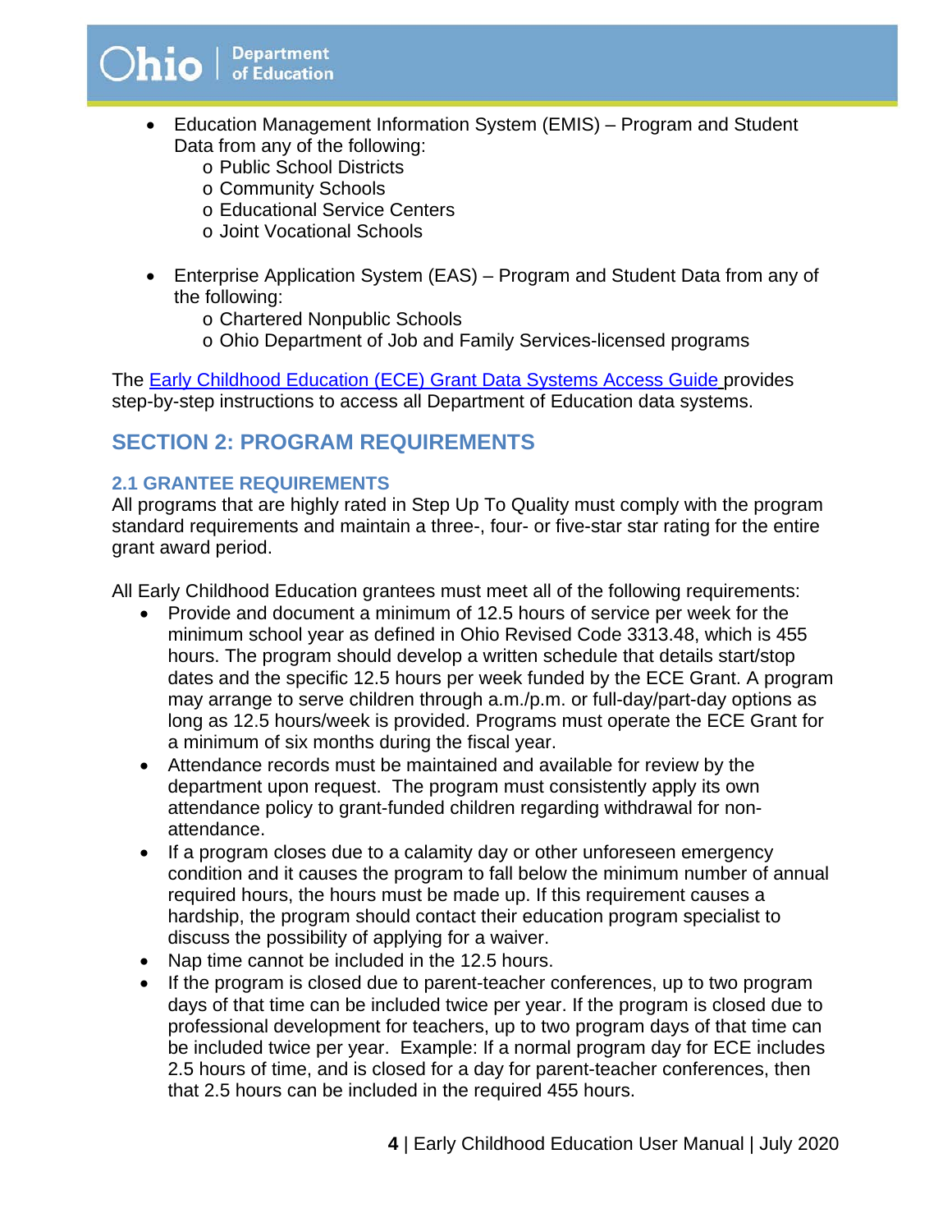- Education Management Information System (EMIS) – Program and Student Data from any of the following:
  - Public School Districts
  - Community Schools
  - Educational Service Centers
  - Joint Vocational Schools

- Enterprise Application System (EAS) – Program and Student Data from any of the following:
  - Chartered Nonpublic Schools
  - Ohio Department of Job and Family Services-licensed programs

The Early Childhood Education (ECE) Grant Data Systems Access Guide provides step-by-step instructions to access all Department of Education data systems.

## SECTION 2: PROGRAM REQUIREMENTS

### 2.1 GRANTEE REQUIREMENTS

All programs that are highly rated in Step Up To Quality must comply with the program standard requirements and maintain a three-, four- or five-star star rating for the entire grant award period.

All Early Childhood Education grantees must meet all of the following requirements:

- Provide and document a minimum of 12.5 hours of service per week for the minimum school year as defined in Ohio Revised Code 3313.48, which is 455 hours. The program should develop a written schedule that details start/stop dates and the specific 12.5 hours per week funded by the ECE Grant. A program may arrange to serve children through a.m./p.m. or full-day/part-day options as long as 12.5 hours/week is provided. Programs must operate the ECE Grant for a minimum of six months during the fiscal year.
- Attendance records must be maintained and available for review by the department upon request. The program must consistently apply its own attendance policy to grant-funded children regarding withdrawal for non-attendance.
- If a program closes due to a calamity day or other unforeseen emergency condition and it causes the program to fall below the minimum number of annual required hours, the hours must be made up. If this requirement causes a hardship, the program should contact their education program specialist to discuss the possibility of applying for a waiver.
- Nap time cannot be included in the 12.5 hours.
- If the program is closed due to parent-teacher conferences, up to two program days of that time can be included twice per year. If the program is closed due to professional development for teachers, up to two program days of that time can be included twice per year. Example: If a normal program day for ECE includes 2.5 hours of time, and is closed for a day for parent-teacher conferences, then that 2.5 hours can be included in the required 455 hours.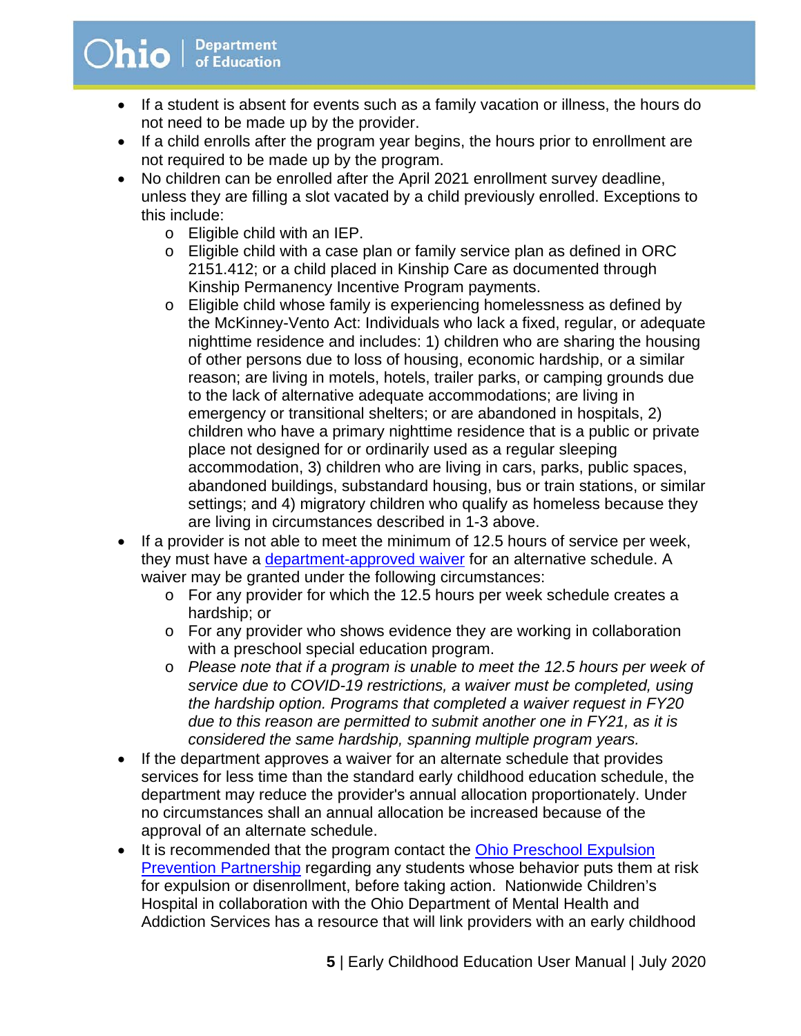- If a student is absent for events such as a family vacation or illness, the hours do not need to be made up by the provider.
- If a child enrolls after the program year begins, the hours prior to enrollment are not required to be made up by the program.
- No children can be enrolled after the April 2021 enrollment survey deadline, unless they are filling a slot vacated by a child previously enrolled. Exceptions to this include:
  - Eligible child with an IEP.
  - Eligible child with a case plan or family service plan as defined in ORC 2151.412; or a child placed in Kinship Care as documented through Kinship Permanency Incentive Program payments.
  - Eligible child whose family is experiencing homelessness as defined by the McKinney-Vento Act: Individuals who lack a fixed, regular, or adequate nighttime residence and includes: 1) children who are sharing the housing of other persons due to loss of housing, economic hardship, or a similar reason; are living in motels, hotels, trailer parks, or camping grounds due to the lack of alternative adequate accommodations; are living in emergency or transitional shelters; or are abandoned in hospitals, 2) children who have a primary nighttime residence that is a public or private place not designed for or ordinarily used as a regular sleeping accommodation, 3) children who are living in cars, parks, public spaces, abandoned buildings, substandard housing, bus or train stations, or similar settings; and 4) migratory children who qualify as homeless because they are living in circumstances described in 1-3 above.
- If a provider is not able to meet the minimum of 12.5 hours of service per week, they must have a department-approved waiver for an alternative schedule. A waiver may be granted under the following circumstances:
  - For any provider for which the 12.5 hours per week schedule creates a hardship; or
  - For any provider who shows evidence they are working in collaboration with a preschool special education program.
  - *Please note that if a program is unable to meet the 12.5 hours per week of service due to COVID-19 restrictions, a waiver must be completed, using the hardship option. Programs that completed a waiver request in FY20 due to this reason are permitted to submit another one in FY21, as it is considered the same hardship, spanning multiple program years.*
- If the department approves a waiver for an alternate schedule that provides services for less time than the standard early childhood education schedule, the department may reduce the provider's annual allocation proportionately. Under no circumstances shall an annual allocation be increased because of the approval of an alternate schedule.
- It is recommended that the program contact the Ohio Preschool Expulsion Prevention Partnership regarding any students whose behavior puts them at risk for expulsion or disenrollment, before taking action. Nationwide Children's Hospital in collaboration with the Ohio Department of Mental Health and Addiction Services has a resource that will link providers with an early childhood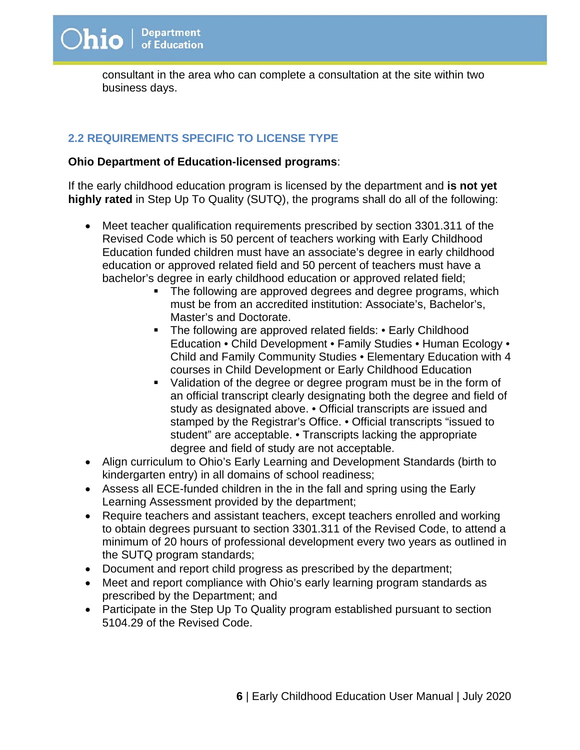consultant in the area who can complete a consultation at the site within two business days.

## 2.2 REQUIREMENTS SPECIFIC TO LICENSE TYPE

**Ohio Department of Education-licensed programs**:

If the early childhood education program is licensed by the department and **is not yet highly rated** in Step Up To Quality (SUTQ), the programs shall do all of the following:

- Meet teacher qualification requirements prescribed by section 3301.311 of the Revised Code which is 50 percent of teachers working with Early Childhood Education funded children must have an associate's degree in early childhood education or approved related field and 50 percent of teachers must have a bachelor's degree in early childhood education or approved related field;
    - The following are approved degrees and degree programs, which must be from an accredited institution: Associate's, Bachelor's, Master's and Doctorate.
    - The following are approved related fields: • Early Childhood Education • Child Development • Family Studies • Human Ecology • Child and Family Community Studies • Elementary Education with 4 courses in Child Development or Early Childhood Education
    - Validation of the degree or degree program must be in the form of an official transcript clearly designating both the degree and field of study as designated above. • Official transcripts are issued and stamped by the Registrar's Office. • Official transcripts "issued to student" are acceptable. • Transcripts lacking the appropriate degree and field of study are not acceptable.
- Align curriculum to Ohio's Early Learning and Development Standards (birth to kindergarten entry) in all domains of school readiness;
- Assess all ECE-funded children in the in the fall and spring using the Early Learning Assessment provided by the department;
- Require teachers and assistant teachers, except teachers enrolled and working to obtain degrees pursuant to section 3301.311 of the Revised Code, to attend a minimum of 20 hours of professional development every two years as outlined in the SUTQ program standards;
- Document and report child progress as prescribed by the department;
- Meet and report compliance with Ohio's early learning program standards as prescribed by the Department; and
- Participate in the Step Up To Quality program established pursuant to section 5104.29 of the Revised Code.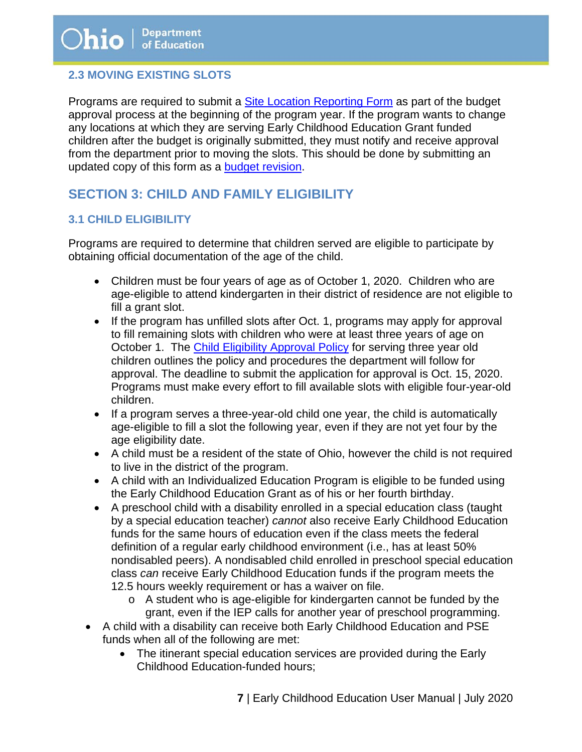### 2.3 MOVING EXISTING SLOTS

Programs are required to submit a [Site Location Reporting Form] as part of the budget approval process at the beginning of the program year. If the program wants to change any locations at which they are serving Early Childhood Education Grant funded children after the budget is originally submitted, they must notify and receive approval from the department prior to moving the slots. This should be done by submitting an updated copy of this form as a [budget revision].

## SECTION 3: CHILD AND FAMILY ELIGIBILITY

### 3.1 CHILD ELIGIBILITY

Programs are required to determine that children served are eligible to participate by obtaining official documentation of the age of the child.

- Children must be four years of age as of October 1, 2020. Children who are age-eligible to attend kindergarten in their district of residence are not eligible to fill a grant slot.
- If the program has unfilled slots after Oct. 1, programs may apply for approval to fill remaining slots with children who were at least three years of age on October 1. The [Child Eligibility Approval Policy] for serving three year old children outlines the policy and procedures the department will follow for approval. The deadline to submit the application for approval is Oct. 15, 2020. Programs must make every effort to fill available slots with eligible four-year-old children.
- If a program serves a three-year-old child one year, the child is automatically age-eligible to fill a slot the following year, even if they are not yet four by the age eligibility date.
- A child must be a resident of the state of Ohio, however the child is not required to live in the district of the program.
- A child with an Individualized Education Program is eligible to be funded using the Early Childhood Education Grant as of his or her fourth birthday.
- A preschool child with a disability enrolled in a special education class (taught by a special education teacher) *cannot* also receive Early Childhood Education funds for the same hours of education even if the class meets the federal definition of a regular early childhood environment (i.e., has at least 50% nondisabled peers). A nondisabled child enrolled in preschool special education class *can* receive Early Childhood Education funds if the program meets the 12.5 hours weekly requirement or has a waiver on file.
  - A student who is age-eligible for kindergarten cannot be funded by the grant, even if the IEP calls for another year of preschool programming.
- A child with a disability can receive both Early Childhood Education and PSE funds when all of the following are met:
  - The itinerant special education services are provided during the Early Childhood Education-funded hours;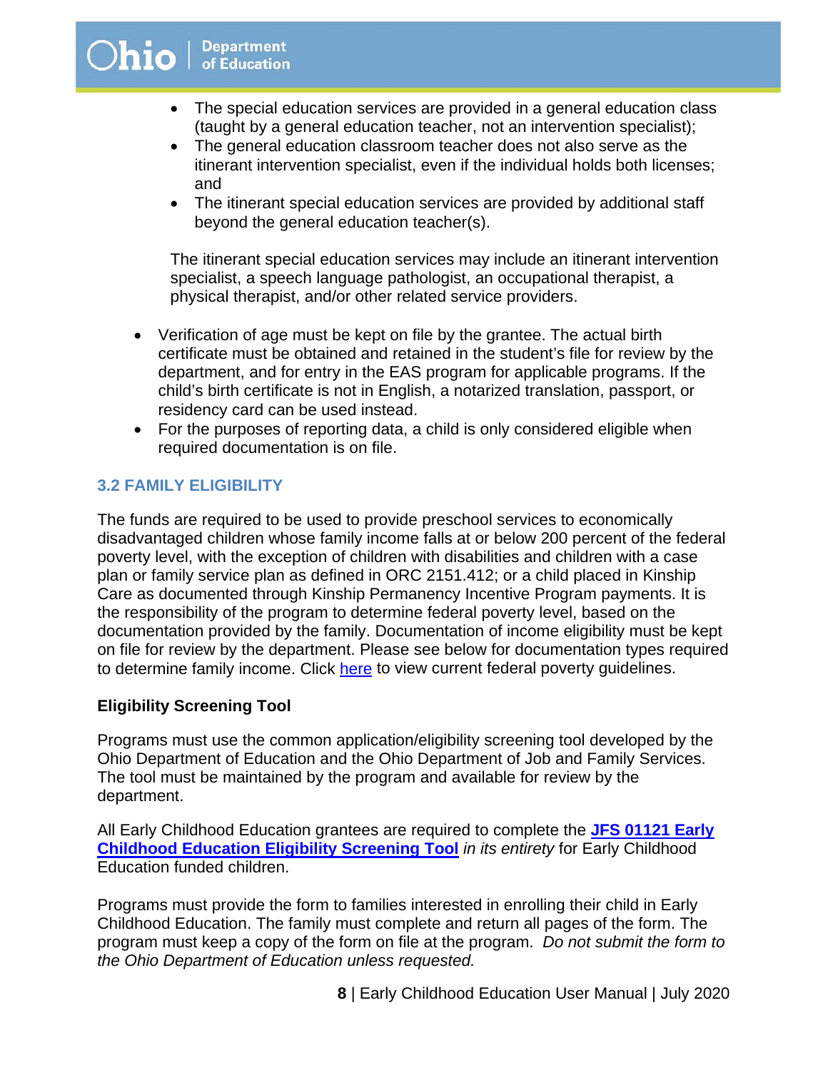- The special education services are provided in a general education class (taught by a general education teacher, not an intervention specialist);
- The general education classroom teacher does not also serve as the itinerant intervention specialist, even if the individual holds both licenses; and
- The itinerant special education services are provided by additional staff beyond the general education teacher(s).

The itinerant special education services may include an itinerant intervention specialist, a speech language pathologist, an occupational therapist, a physical therapist, and/or other related service providers.

- Verification of age must be kept on file by the grantee. The actual birth certificate must be obtained and retained in the student's file for review by the department, and for entry in the EAS program for applicable programs. If the child's birth certificate is not in English, a notarized translation, passport, or residency card can be used instead.
- For the purposes of reporting data, a child is only considered eligible when required documentation is on file.

## 3.2 FAMILY ELIGIBILITY

The funds are required to be used to provide preschool services to economically disadvantaged children whose family income falls at or below 200 percent of the federal poverty level, with the exception of children with disabilities and children with a case plan or family service plan as defined in ORC 2151.412; or a child placed in Kinship Care as documented through Kinship Permanency Incentive Program payments. It is the responsibility of the program to determine federal poverty level, based on the documentation provided by the family. Documentation of income eligibility must be kept on file for review by the department. Please see below for documentation types required to determine family income. Click here to view current federal poverty guidelines.

### Eligibility Screening Tool

Programs must use the common application/eligibility screening tool developed by the Ohio Department of Education and the Ohio Department of Job and Family Services. The tool must be maintained by the program and available for review by the department.

All Early Childhood Education grantees are required to complete the **JFS 01121 Early Childhood Education Eligibility Screening Tool** *in its entirety* for Early Childhood Education funded children.

Programs must provide the form to families interested in enrolling their child in Early Childhood Education. The family must complete and return all pages of the form. The program must keep a copy of the form on file at the program. *Do not submit the form to the Ohio Department of Education unless requested.*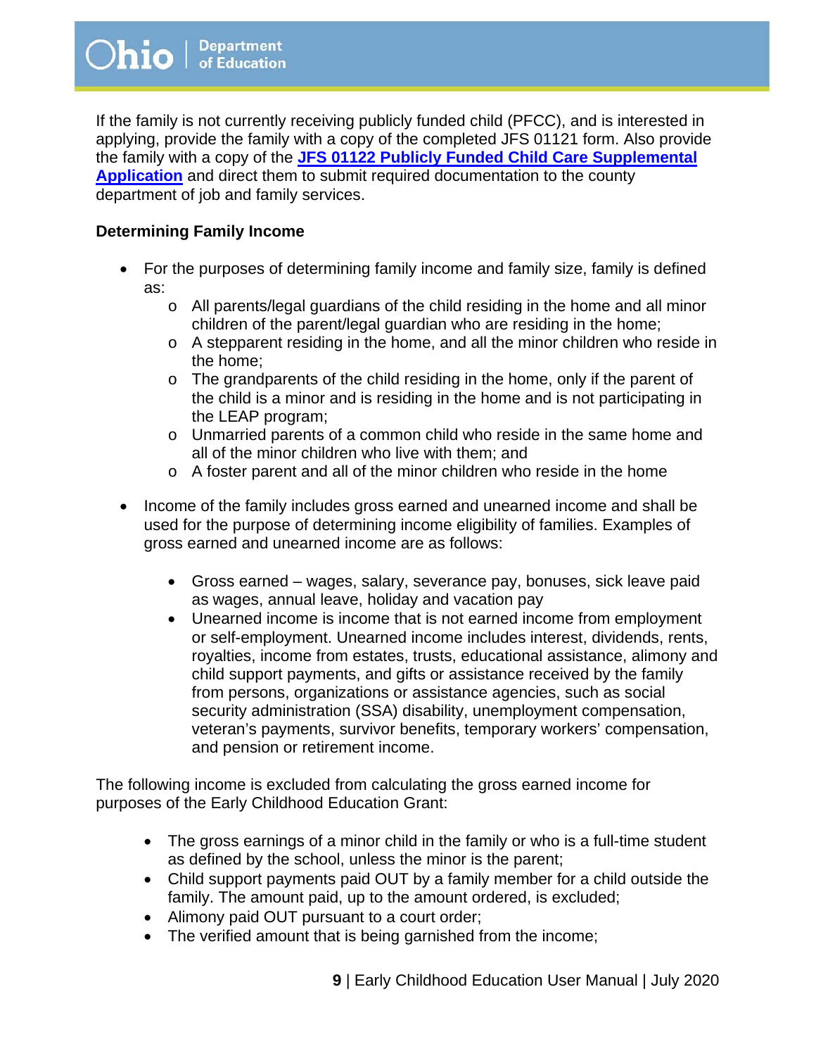If the family is not currently receiving publicly funded child (PFCC), and is interested in applying, provide the family with a copy of the completed JFS 01121 form. Also provide the family with a copy of the **JFS 01122 Publicly Funded Child Care Supplemental Application** and direct them to submit required documentation to the county department of job and family services.

**Determining Family Income**

- For the purposes of determining family income and family size, family is defined as:
  - All parents/legal guardians of the child residing in the home and all minor children of the parent/legal guardian who are residing in the home;
  - A stepparent residing in the home, and all the minor children who reside in the home;
  - The grandparents of the child residing in the home, only if the parent of the child is a minor and is residing in the home and is not participating in the LEAP program;
  - Unmarried parents of a common child who reside in the same home and all of the minor children who live with them; and
  - A foster parent and all of the minor children who reside in the home
- Income of the family includes gross earned and unearned income and shall be used for the purpose of determining income eligibility of families. Examples of gross earned and unearned income are as follows:
  - Gross earned – wages, salary, severance pay, bonuses, sick leave paid as wages, annual leave, holiday and vacation pay
  - Unearned income is income that is not earned income from employment or self-employment. Unearned income includes interest, dividends, rents, royalties, income from estates, trusts, educational assistance, alimony and child support payments, and gifts or assistance received by the family from persons, organizations or assistance agencies, such as social security administration (SSA) disability, unemployment compensation, veteran's payments, survivor benefits, temporary workers' compensation, and pension or retirement income.

The following income is excluded from calculating the gross earned income for purposes of the Early Childhood Education Grant:

- The gross earnings of a minor child in the family or who is a full-time student as defined by the school, unless the minor is the parent;
- Child support payments paid OUT by a family member for a child outside the family. The amount paid, up to the amount ordered, is excluded;
- Alimony paid OUT pursuant to a court order;
- The verified amount that is being garnished from the income;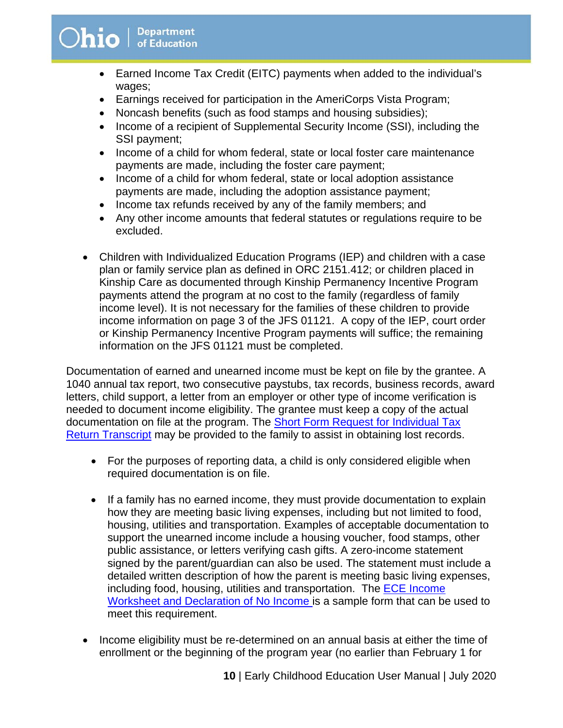- Earned Income Tax Credit (EITC) payments when added to the individual's wages;
- Earnings received for participation in the AmeriCorps Vista Program;
- Noncash benefits (such as food stamps and housing subsidies);
- Income of a recipient of Supplemental Security Income (SSI), including the SSI payment;
- Income of a child for whom federal, state or local foster care maintenance payments are made, including the foster care payment;
- Income of a child for whom federal, state or local adoption assistance payments are made, including the adoption assistance payment;
- Income tax refunds received by any of the family members; and
- Any other income amounts that federal statutes or regulations require to be excluded.

- Children with Individualized Education Programs (IEP) and children with a case plan or family service plan as defined in ORC 2151.412; or children placed in Kinship Care as documented through Kinship Permanency Incentive Program payments attend the program at no cost to the family (regardless of family income level). It is not necessary for the families of these children to provide income information on page 3 of the JFS 01121. A copy of the IEP, court order or Kinship Permanency Incentive Program payments will suffice; the remaining information on the JFS 01121 must be completed.

Documentation of earned and unearned income must be kept on file by the grantee. A 1040 annual tax report, two consecutive paystubs, tax records, business records, award letters, child support, a letter from an employer or other type of income verification is needed to document income eligibility. The grantee must keep a copy of the actual documentation on file at the program. The Short Form Request for Individual Tax Return Transcript may be provided to the family to assist in obtaining lost records.

- For the purposes of reporting data, a child is only considered eligible when required documentation is on file.

- If a family has no earned income, they must provide documentation to explain how they are meeting basic living expenses, including but not limited to food, housing, utilities and transportation. Examples of acceptable documentation to support the unearned income include a housing voucher, food stamps, other public assistance, or letters verifying cash gifts. A zero-income statement signed by the parent/guardian can also be used. The statement must include a detailed written description of how the parent is meeting basic living expenses, including food, housing, utilities and transportation. The ECE Income Worksheet and Declaration of No Income is a sample form that can be used to meet this requirement.

- Income eligibility must be re-determined on an annual basis at either the time of enrollment or the beginning of the program year (no earlier than February 1 for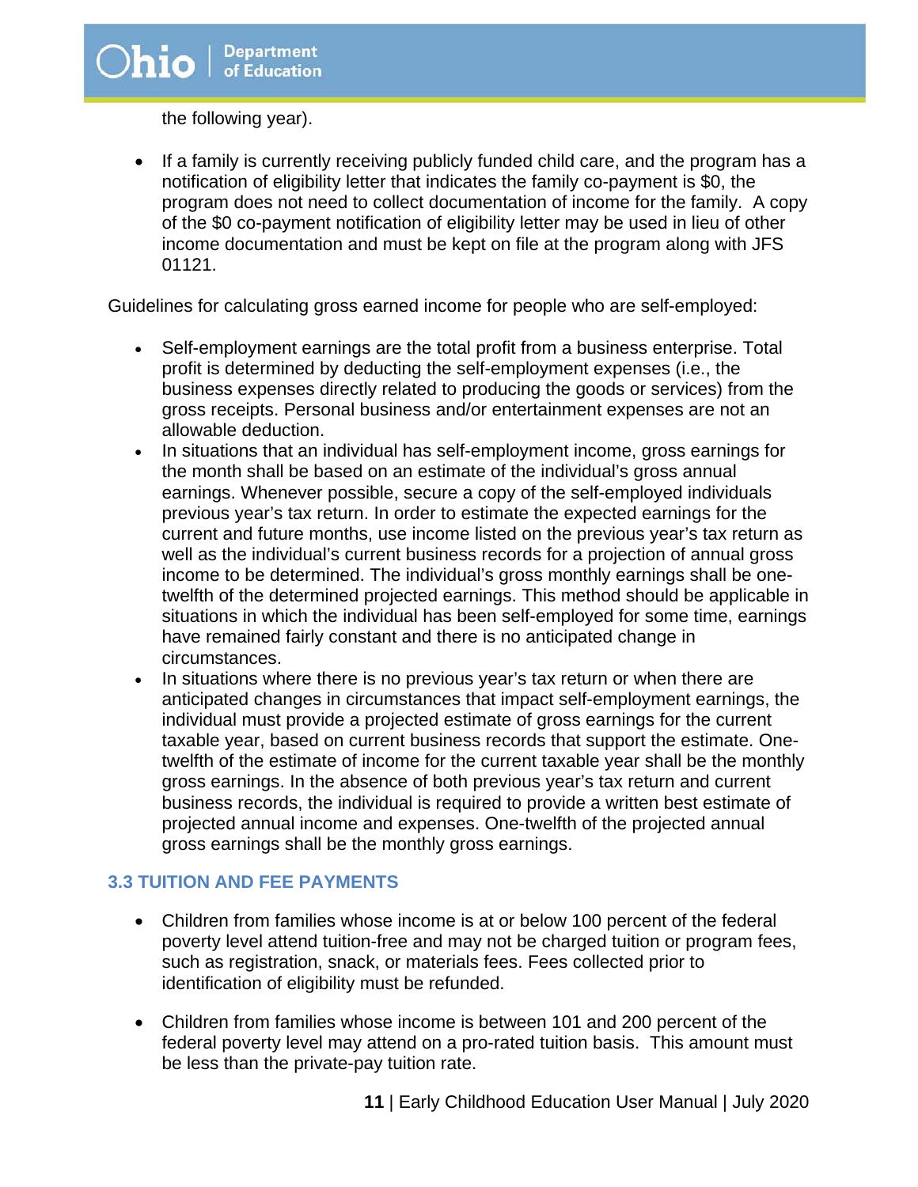the following year).

- If a family is currently receiving publicly funded child care, and the program has a notification of eligibility letter that indicates the family co-payment is $0, the program does not need to collect documentation of income for the family. A copy of the $0 co-payment notification of eligibility letter may be used in lieu of other income documentation and must be kept on file at the program along with JFS 01121.

Guidelines for calculating gross earned income for people who are self-employed:

- Self-employment earnings are the total profit from a business enterprise. Total profit is determined by deducting the self-employment expenses (i.e., the business expenses directly related to producing the goods or services) from the gross receipts. Personal business and/or entertainment expenses are not an allowable deduction.
- In situations that an individual has self-employment income, gross earnings for the month shall be based on an estimate of the individual's gross annual earnings. Whenever possible, secure a copy of the self-employed individuals previous year's tax return. In order to estimate the expected earnings for the current and future months, use income listed on the previous year's tax return as well as the individual's current business records for a projection of annual gross income to be determined. The individual's gross monthly earnings shall be one-twelfth of the determined projected earnings. This method should be applicable in situations in which the individual has been self-employed for some time, earnings have remained fairly constant and there is no anticipated change in circumstances.
- In situations where there is no previous year's tax return or when there are anticipated changes in circumstances that impact self-employment earnings, the individual must provide a projected estimate of gross earnings for the current taxable year, based on current business records that support the estimate. One-twelfth of the estimate of income for the current taxable year shall be the monthly gross earnings. In the absence of both previous year's tax return and current business records, the individual is required to provide a written best estimate of projected annual income and expenses. One-twelfth of the projected annual gross earnings shall be the monthly gross earnings.

### 3.3 TUITION AND FEE PAYMENTS

- Children from families whose income is at or below 100 percent of the federal poverty level attend tuition-free and may not be charged tuition or program fees, such as registration, snack, or materials fees. Fees collected prior to identification of eligibility must be refunded.

- Children from families whose income is between 101 and 200 percent of the federal poverty level may attend on a pro-rated tuition basis. This amount must be less than the private-pay tuition rate.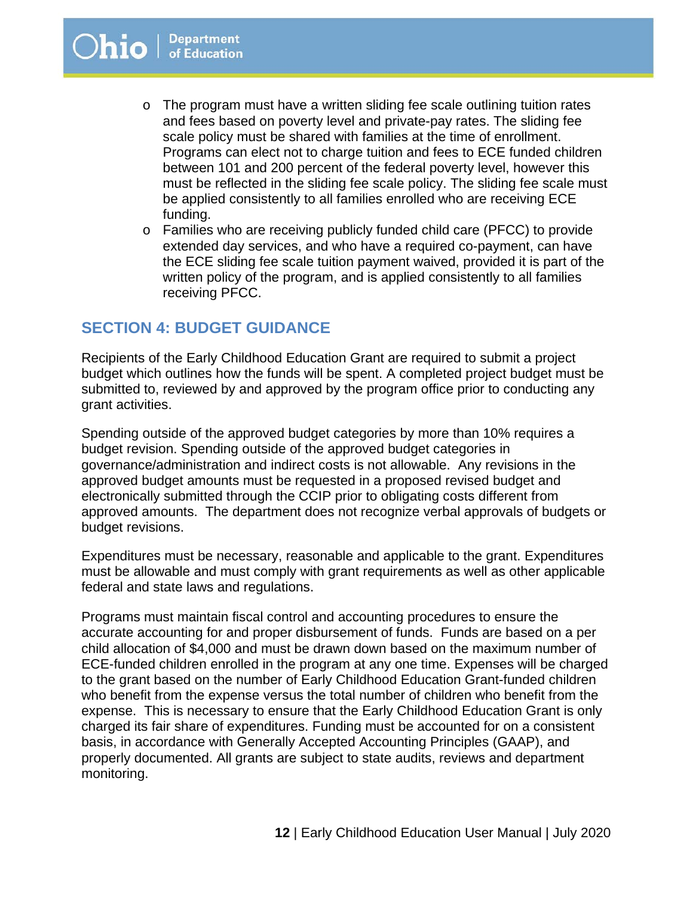- The program must have a written sliding fee scale outlining tuition rates and fees based on poverty level and private-pay rates. The sliding fee scale policy must be shared with families at the time of enrollment. Programs can elect not to charge tuition and fees to ECE funded children between 101 and 200 percent of the federal poverty level, however this must be reflected in the sliding fee scale policy. The sliding fee scale must be applied consistently to all families enrolled who are receiving ECE funding.
- Families who are receiving publicly funded child care (PFCC) to provide extended day services, and who have a required co-payment, can have the ECE sliding fee scale tuition payment waived, provided it is part of the written policy of the program, and is applied consistently to all families receiving PFCC.

## SECTION 4: BUDGET GUIDANCE

Recipients of the Early Childhood Education Grant are required to submit a project budget which outlines how the funds will be spent. A completed project budget must be submitted to, reviewed by and approved by the program office prior to conducting any grant activities.

Spending outside of the approved budget categories by more than 10% requires a budget revision. Spending outside of the approved budget categories in governance/administration and indirect costs is not allowable. Any revisions in the approved budget amounts must be requested in a proposed revised budget and electronically submitted through the CCIP prior to obligating costs different from approved amounts. The department does not recognize verbal approvals of budgets or budget revisions.

Expenditures must be necessary, reasonable and applicable to the grant. Expenditures must be allowable and must comply with grant requirements as well as other applicable federal and state laws and regulations.

Programs must maintain fiscal control and accounting procedures to ensure the accurate accounting for and proper disbursement of funds. Funds are based on a per child allocation of $4,000 and must be drawn down based on the maximum number of ECE-funded children enrolled in the program at any one time. Expenses will be charged to the grant based on the number of Early Childhood Education Grant-funded children who benefit from the expense versus the total number of children who benefit from the expense. This is necessary to ensure that the Early Childhood Education Grant is only charged its fair share of expenditures. Funding must be accounted for on a consistent basis, in accordance with Generally Accepted Accounting Principles (GAAP), and properly documented. All grants are subject to state audits, reviews and department monitoring.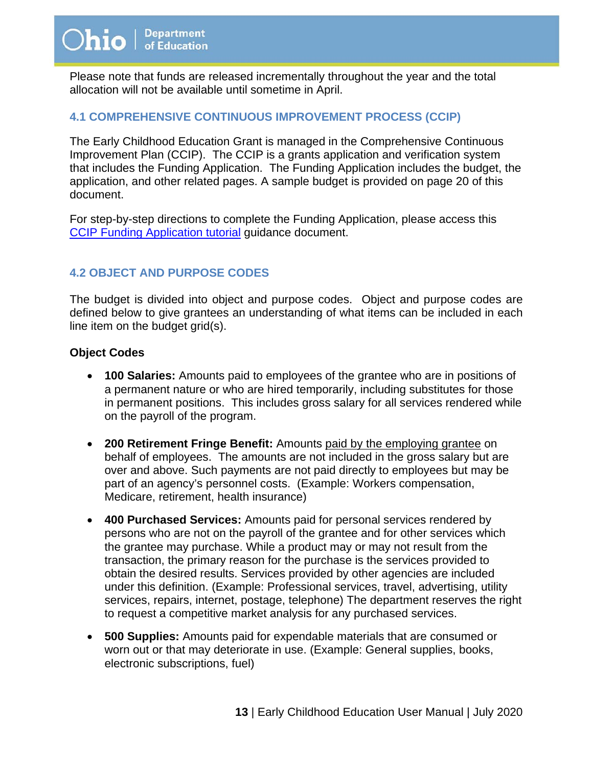Please note that funds are released incrementally throughout the year and the total allocation will not be available until sometime in April.

## 4.1 COMPREHENSIVE CONTINUOUS IMPROVEMENT PROCESS (CCIP)

The Early Childhood Education Grant is managed in the Comprehensive Continuous Improvement Plan (CCIP). The CCIP is a grants application and verification system that includes the Funding Application. The Funding Application includes the budget, the application, and other related pages. A sample budget is provided on page 20 of this document.

For step-by-step directions to complete the Funding Application, please access this CCIP Funding Application tutorial guidance document.

## 4.2 OBJECT AND PURPOSE CODES

The budget is divided into object and purpose codes. Object and purpose codes are defined below to give grantees an understanding of what items can be included in each line item on the budget grid(s).

**Object Codes**

- **100 Salaries:** Amounts paid to employees of the grantee who are in positions of a permanent nature or who are hired temporarily, including substitutes for those in permanent positions. This includes gross salary for all services rendered while on the payroll of the program.

- **200 Retirement Fringe Benefit:** Amounts paid by the employing grantee on behalf of employees. The amounts are not included in the gross salary but are over and above. Such payments are not paid directly to employees but may be part of an agency's personnel costs. (Example: Workers compensation, Medicare, retirement, health insurance)

- **400 Purchased Services:** Amounts paid for personal services rendered by persons who are not on the payroll of the grantee and for other services which the grantee may purchase. While a product may or may not result from the transaction, the primary reason for the purchase is the services provided to obtain the desired results. Services provided by other agencies are included under this definition. (Example: Professional services, travel, advertising, utility services, repairs, internet, postage, telephone) The department reserves the right to request a competitive market analysis for any purchased services.

- **500 Supplies:** Amounts paid for expendable materials that are consumed or worn out or that may deteriorate in use. (Example: General supplies, books, electronic subscriptions, fuel)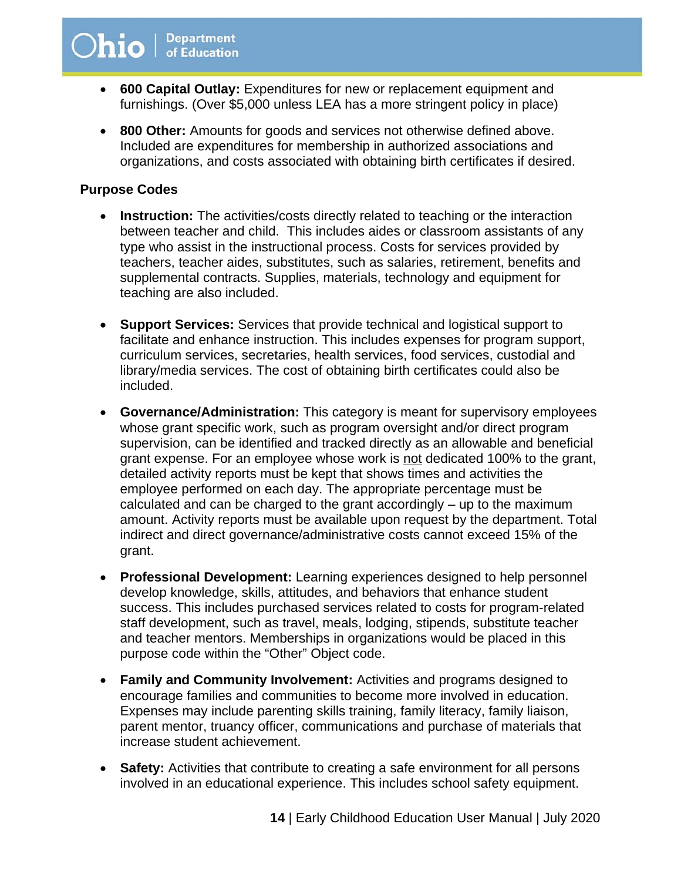- **600 Capital Outlay:** Expenditures for new or replacement equipment and furnishings. (Over $5,000 unless LEA has a more stringent policy in place)
- **800 Other:** Amounts for goods and services not otherwise defined above. Included are expenditures for membership in authorized associations and organizations, and costs associated with obtaining birth certificates if desired.

**Purpose Codes**

- **Instruction:** The activities/costs directly related to teaching or the interaction between teacher and child. This includes aides or classroom assistants of any type who assist in the instructional process. Costs for services provided by teachers, teacher aides, substitutes, such as salaries, retirement, benefits and supplemental contracts. Supplies, materials, technology and equipment for teaching are also included.
- **Support Services:** Services that provide technical and logistical support to facilitate and enhance instruction. This includes expenses for program support, curriculum services, secretaries, health services, food services, custodial and library/media services. The cost of obtaining birth certificates could also be included.
- **Governance/Administration:** This category is meant for supervisory employees whose grant specific work, such as program oversight and/or direct program supervision, can be identified and tracked directly as an allowable and beneficial grant expense. For an employee whose work is not dedicated 100% to the grant, detailed activity reports must be kept that shows times and activities the employee performed on each day. The appropriate percentage must be calculated and can be charged to the grant accordingly – up to the maximum amount. Activity reports must be available upon request by the department. Total indirect and direct governance/administrative costs cannot exceed 15% of the grant.
- **Professional Development:** Learning experiences designed to help personnel develop knowledge, skills, attitudes, and behaviors that enhance student success. This includes purchased services related to costs for program-related staff development, such as travel, meals, lodging, stipends, substitute teacher and teacher mentors. Memberships in organizations would be placed in this purpose code within the "Other" Object code.
- **Family and Community Involvement:** Activities and programs designed to encourage families and communities to become more involved in education. Expenses may include parenting skills training, family literacy, family liaison, parent mentor, truancy officer, communications and purchase of materials that increase student achievement.
- **Safety:** Activities that contribute to creating a safe environment for all persons involved in an educational experience. This includes school safety equipment.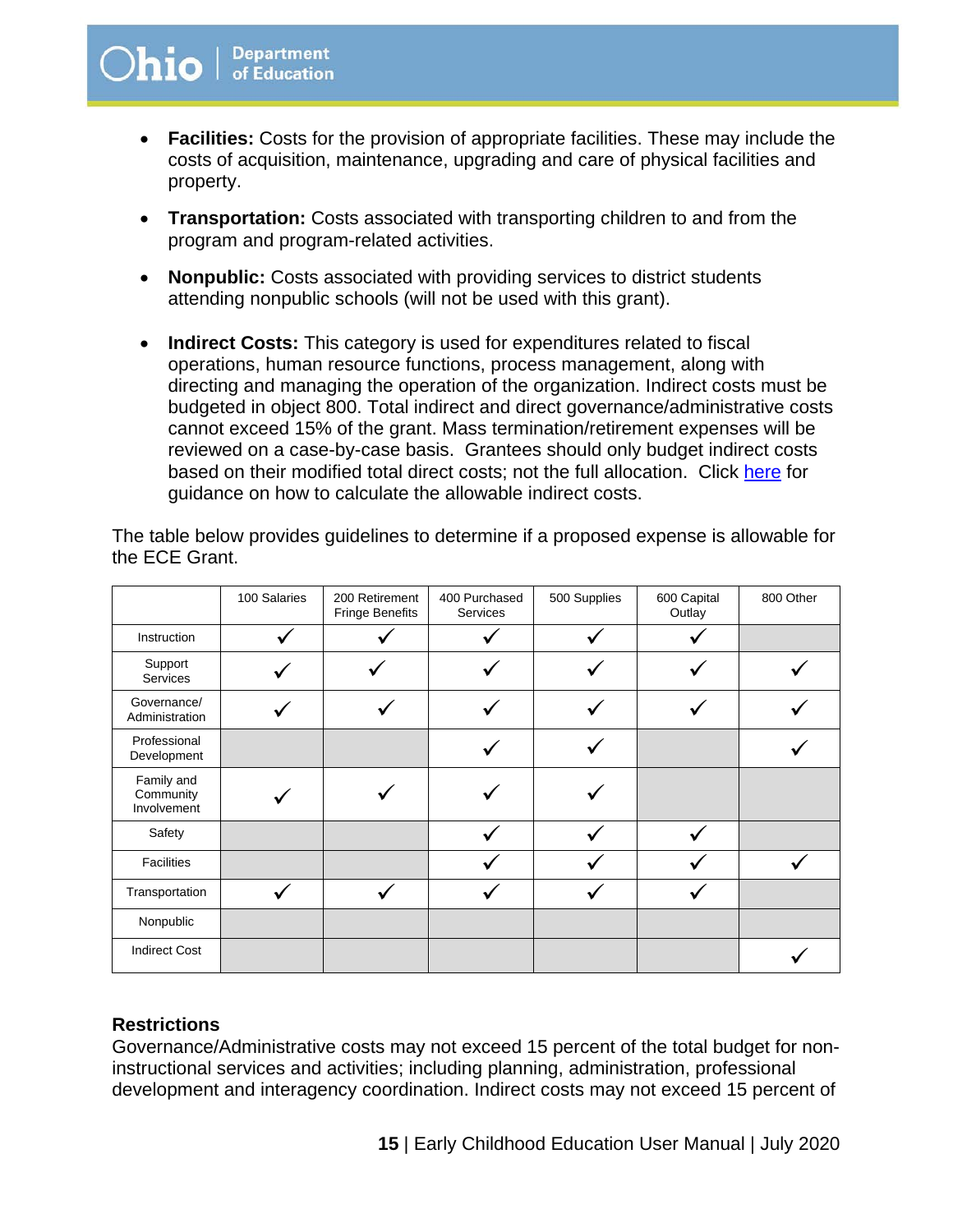- **Facilities:** Costs for the provision of appropriate facilities. These may include the costs of acquisition, maintenance, upgrading and care of physical facilities and property.
- **Transportation:** Costs associated with transporting children to and from the program and program-related activities.
- **Nonpublic:** Costs associated with providing services to district students attending nonpublic schools (will not be used with this grant).
- **Indirect Costs:** This category is used for expenditures related to fiscal operations, human resource functions, process management, along with directing and managing the operation of the organization. Indirect costs must be budgeted in object 800. Total indirect and direct governance/administrative costs cannot exceed 15% of the grant. Mass termination/retirement expenses will be reviewed on a case-by-case basis. Grantees should only budget indirect costs based on their modified total direct costs; not the full allocation. Click [here]() for guidance on how to calculate the allowable indirect costs.

The table below provides guidelines to determine if a proposed expense is allowable for the ECE Grant.

| | 100 Salaries | 200 Retirement Fringe Benefits | 400 Purchased Services | 500 Supplies | 600 Capital Outlay | 800 Other |
|---|---|---|---|---|---|---|
| Instruction | ✓ | ✓ | ✓ | ✓ | ✓ | |
| Support Services | ✓ | ✓ | ✓ | ✓ | ✓ | ✓ |
| Governance/ Administration | ✓ | ✓ | ✓ | ✓ | ✓ | ✓ |
| Professional Development | | | ✓ | ✓ | | ✓ |
| Family and Community Involvement | ✓ | ✓ | ✓ | ✓ | | |
| Safety | | | ✓ | ✓ | ✓ | |
| Facilities | | | ✓ | ✓ | ✓ | ✓ |
| Transportation | ✓ | ✓ | ✓ | ✓ | ✓ | |
| Nonpublic | | | | | | |
| Indirect Cost | | | | | | ✓ |

## Restrictions

Governance/Administrative costs may not exceed 15 percent of the total budget for non-instructional services and activities; including planning, administration, professional development and interagency coordination. Indirect costs may not exceed 15 percent of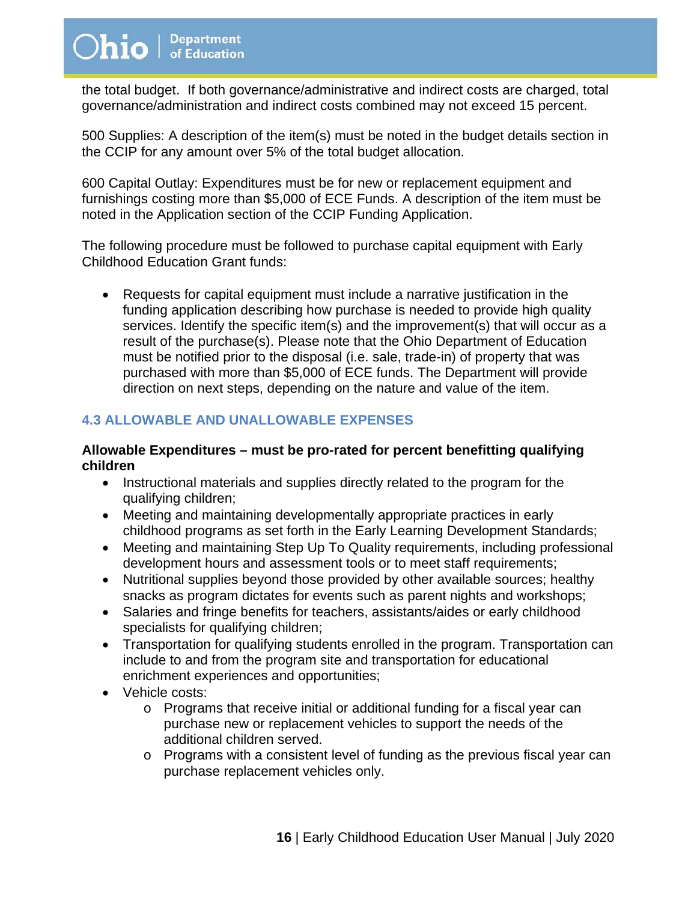the total budget. If both governance/administrative and indirect costs are charged, total governance/administration and indirect costs combined may not exceed 15 percent.

500 Supplies: A description of the item(s) must be noted in the budget details section in the CCIP for any amount over 5% of the total budget allocation.

600 Capital Outlay: Expenditures must be for new or replacement equipment and furnishings costing more than $5,000 of ECE Funds. A description of the item must be noted in the Application section of the CCIP Funding Application.

The following procedure must be followed to purchase capital equipment with Early Childhood Education Grant funds:

- Requests for capital equipment must include a narrative justification in the funding application describing how purchase is needed to provide high quality services. Identify the specific item(s) and the improvement(s) that will occur as a result of the purchase(s). Please note that the Ohio Department of Education must be notified prior to the disposal (i.e. sale, trade-in) of property that was purchased with more than $5,000 of ECE funds. The Department will provide direction on next steps, depending on the nature and value of the item.

### 4.3 ALLOWABLE AND UNALLOWABLE EXPENSES

**Allowable Expenditures – must be pro-rated for percent benefitting qualifying children**

- Instructional materials and supplies directly related to the program for the qualifying children;
- Meeting and maintaining developmentally appropriate practices in early childhood programs as set forth in the Early Learning Development Standards;
- Meeting and maintaining Step Up To Quality requirements, including professional development hours and assessment tools or to meet staff requirements;
- Nutritional supplies beyond those provided by other available sources; healthy snacks as program dictates for events such as parent nights and workshops;
- Salaries and fringe benefits for teachers, assistants/aides or early childhood specialists for qualifying children;
- Transportation for qualifying students enrolled in the program. Transportation can include to and from the program site and transportation for educational enrichment experiences and opportunities;
- Vehicle costs:
  - Programs that receive initial or additional funding for a fiscal year can purchase new or replacement vehicles to support the needs of the additional children served.
  - Programs with a consistent level of funding as the previous fiscal year can purchase replacement vehicles only.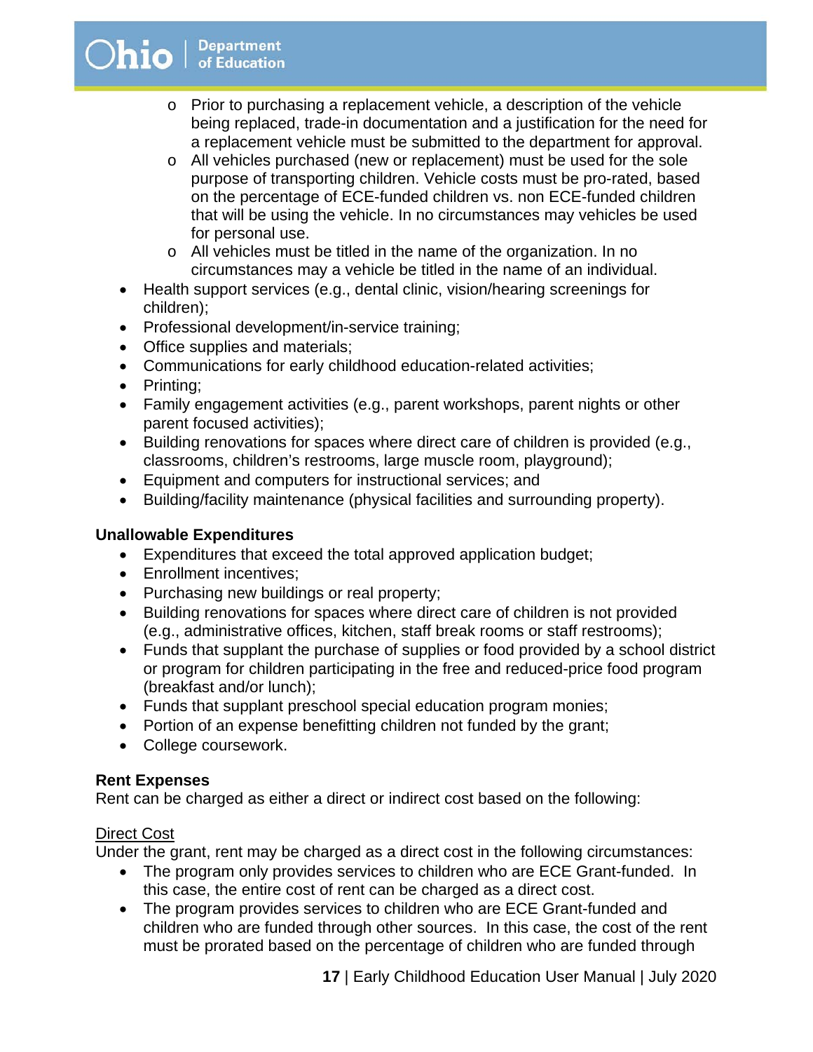- Prior to purchasing a replacement vehicle, a description of the vehicle being replaced, trade-in documentation and a justification for the need for a replacement vehicle must be submitted to the department for approval.
- All vehicles purchased (new or replacement) must be used for the sole purpose of transporting children. Vehicle costs must be pro-rated, based on the percentage of ECE-funded children vs. non ECE-funded children that will be using the vehicle. In no circumstances may vehicles be used for personal use.
- All vehicles must be titled in the name of the organization. In no circumstances may a vehicle be titled in the name of an individual.

- Health support services (e.g., dental clinic, vision/hearing screenings for children);
- Professional development/in-service training;
- Office supplies and materials;
- Communications for early childhood education-related activities;
- Printing;
- Family engagement activities (e.g., parent workshops, parent nights or other parent focused activities);
- Building renovations for spaces where direct care of children is provided (e.g., classrooms, children's restrooms, large muscle room, playground);
- Equipment and computers for instructional services; and
- Building/facility maintenance (physical facilities and surrounding property).

**Unallowable Expenditures**

- Expenditures that exceed the total approved application budget;
- Enrollment incentives;
- Purchasing new buildings or real property;
- Building renovations for spaces where direct care of children is not provided (e.g., administrative offices, kitchen, staff break rooms or staff restrooms);
- Funds that supplant the purchase of supplies or food provided by a school district or program for children participating in the free and reduced-price food program (breakfast and/or lunch);
- Funds that supplant preschool special education program monies;
- Portion of an expense benefitting children not funded by the grant;
- College coursework.

**Rent Expenses**

Rent can be charged as either a direct or indirect cost based on the following:

Direct Cost

Under the grant, rent may be charged as a direct cost in the following circumstances:

- The program only provides services to children who are ECE Grant-funded. In this case, the entire cost of rent can be charged as a direct cost.
- The program provides services to children who are ECE Grant-funded and children who are funded through other sources. In this case, the cost of the rent must be prorated based on the percentage of children who are funded through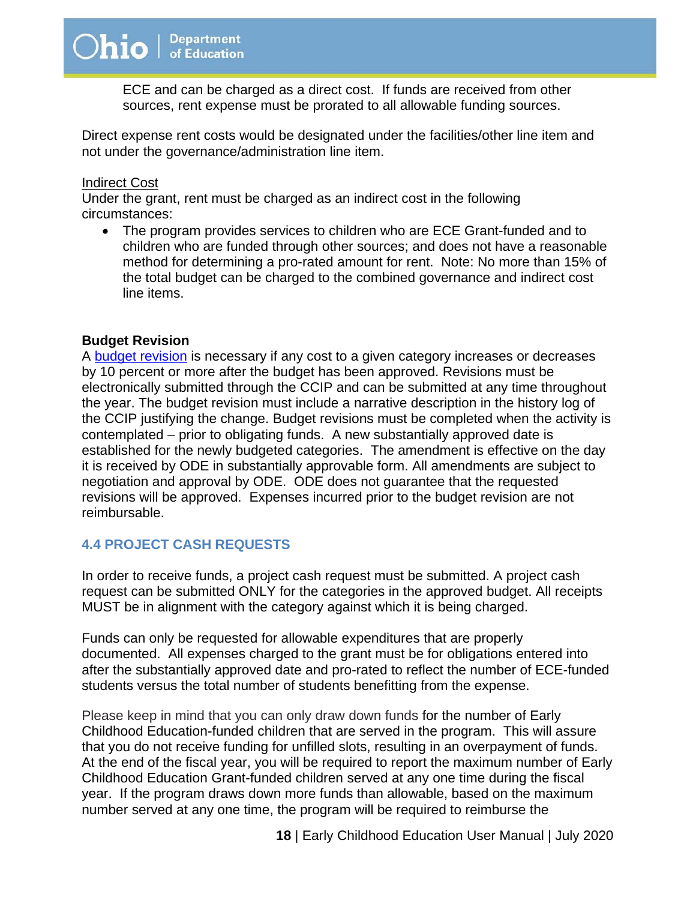ECE and can be charged as a direct cost. If funds are received from other sources, rent expense must be prorated to all allowable funding sources.

Direct expense rent costs would be designated under the facilities/other line item and not under the governance/administration line item.

Indirect Cost

Under the grant, rent must be charged as an indirect cost in the following circumstances:

- The program provides services to children who are ECE Grant-funded and to children who are funded through other sources; and does not have a reasonable method for determining a pro-rated amount for rent. Note: No more than 15% of the total budget can be charged to the combined governance and indirect cost line items.

**Budget Revision**

A budget revision is necessary if any cost to a given category increases or decreases by 10 percent or more after the budget has been approved. Revisions must be electronically submitted through the CCIP and can be submitted at any time throughout the year. The budget revision must include a narrative description in the history log of the CCIP justifying the change. Budget revisions must be completed when the activity is contemplated – prior to obligating funds. A new substantially approved date is established for the newly budgeted categories. The amendment is effective on the day it is received by ODE in substantially approvable form. All amendments are subject to negotiation and approval by ODE. ODE does not guarantee that the requested revisions will be approved. Expenses incurred prior to the budget revision are not reimbursable.

## 4.4 PROJECT CASH REQUESTS

In order to receive funds, a project cash request must be submitted. A project cash request can be submitted ONLY for the categories in the approved budget. All receipts MUST be in alignment with the category against which it is being charged.

Funds can only be requested for allowable expenditures that are properly documented. All expenses charged to the grant must be for obligations entered into after the substantially approved date and pro-rated to reflect the number of ECE-funded students versus the total number of students benefitting from the expense.

Please keep in mind that you can only draw down funds for the number of Early Childhood Education-funded children that are served in the program. This will assure that you do not receive funding for unfilled slots, resulting in an overpayment of funds. At the end of the fiscal year, you will be required to report the maximum number of Early Childhood Education Grant-funded children served at any one time during the fiscal year. If the program draws down more funds than allowable, based on the maximum number served at any one time, the program will be required to reimburse the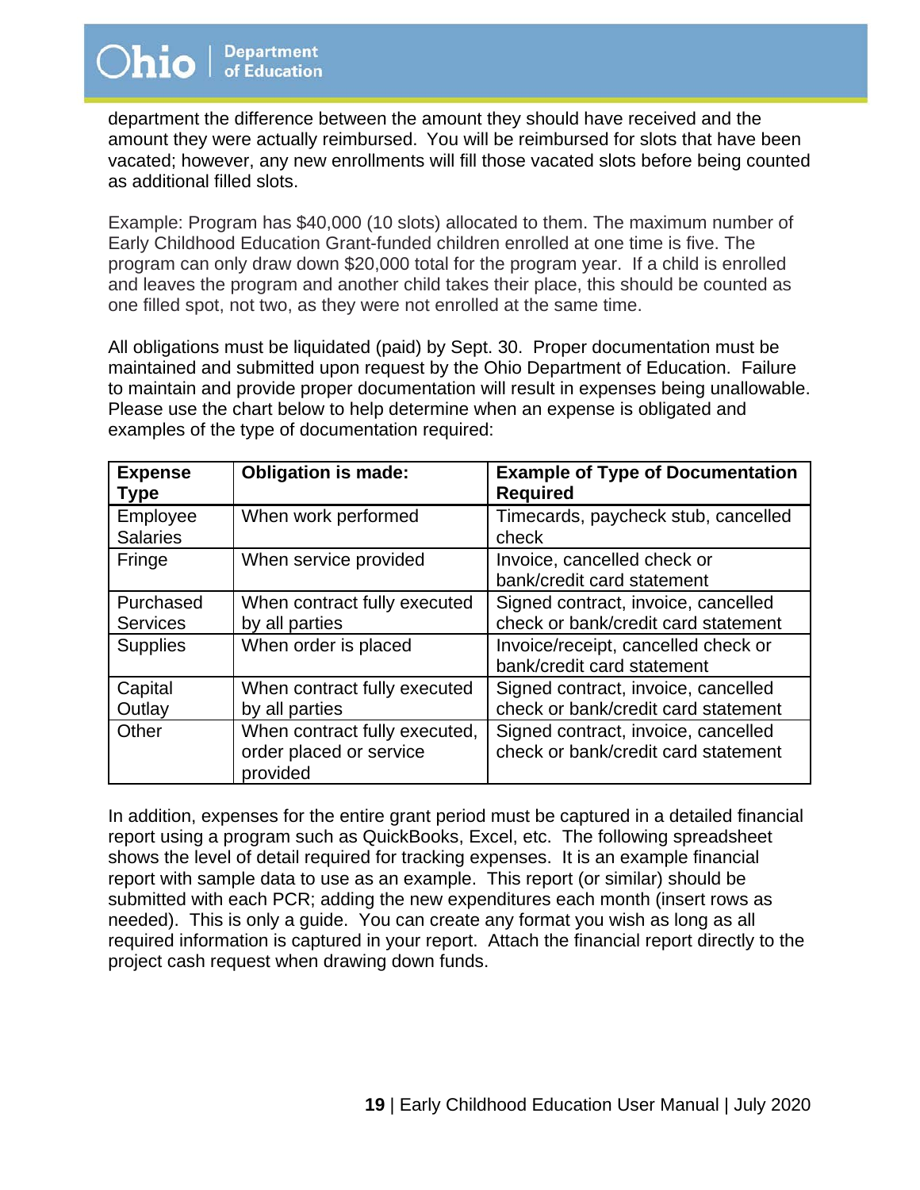department the difference between the amount they should have received and the amount they were actually reimbursed. You will be reimbursed for slots that have been vacated; however, any new enrollments will fill those vacated slots before being counted as additional filled slots.

Example: Program has $40,000 (10 slots) allocated to them. The maximum number of Early Childhood Education Grant-funded children enrolled at one time is five. The program can only draw down $20,000 total for the program year. If a child is enrolled and leaves the program and another child takes their place, this should be counted as one filled spot, not two, as they were not enrolled at the same time.

All obligations must be liquidated (paid) by Sept. 30. Proper documentation must be maintained and submitted upon request by the Ohio Department of Education. Failure to maintain and provide proper documentation will result in expenses being unallowable. Please use the chart below to help determine when an expense is obligated and examples of the type of documentation required:

| Expense Type | Obligation is made: | Example of Type of Documentation Required |
|---|---|---|
| Employee Salaries | When work performed | Timecards, paycheck stub, cancelled check |
| Fringe | When service provided | Invoice, cancelled check or bank/credit card statement |
| Purchased Services | When contract fully executed by all parties | Signed contract, invoice, cancelled check or bank/credit card statement |
| Supplies | When order is placed | Invoice/receipt, cancelled check or bank/credit card statement |
| Capital Outlay | When contract fully executed by all parties | Signed contract, invoice, cancelled check or bank/credit card statement |
| Other | When contract fully executed, order placed or service provided | Signed contract, invoice, cancelled check or bank/credit card statement |

In addition, expenses for the entire grant period must be captured in a detailed financial report using a program such as QuickBooks, Excel, etc. The following spreadsheet shows the level of detail required for tracking expenses. It is an example financial report with sample data to use as an example. This report (or similar) should be submitted with each PCR; adding the new expenditures each month (insert rows as needed). This is only a guide. You can create any format you wish as long as all required information is captured in your report. Attach the financial report directly to the project cash request when drawing down funds.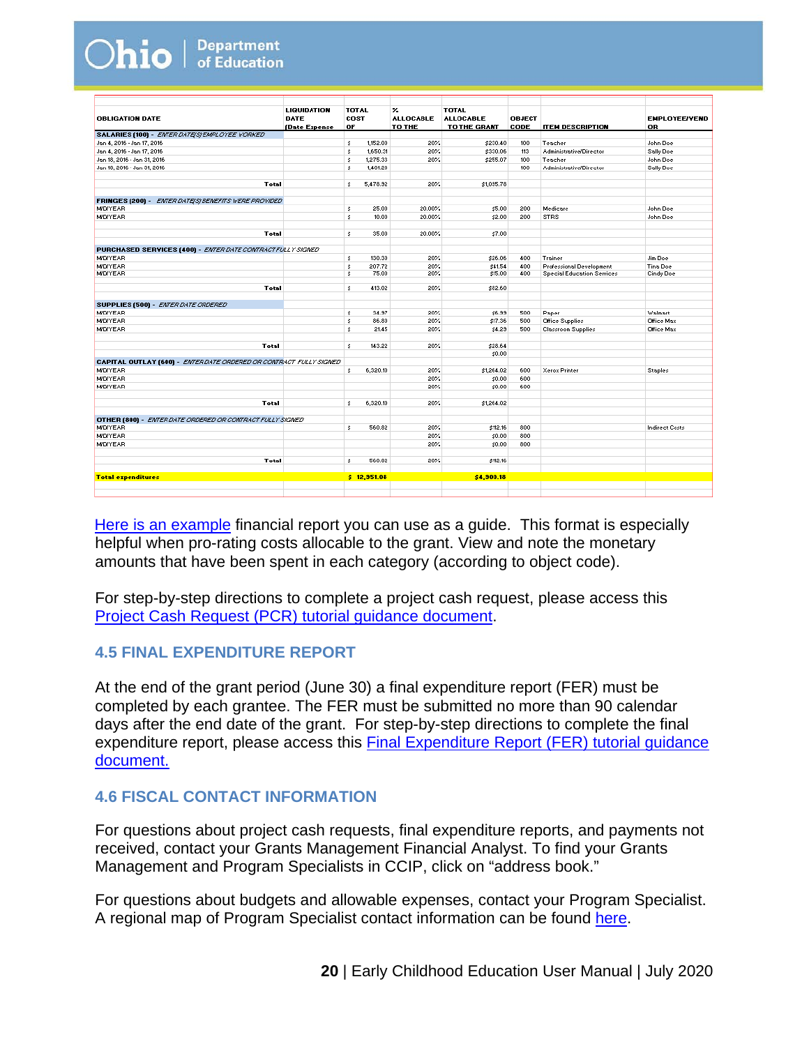| OBLIGATION DATE | LIQUIDATION DATE (Date Expense | TOTAL COST OF | % ALLOCABLE TO THE | TOTAL ALLOCABLE TO THE GRANT | OBJECT CODE | ITEM DESCRIPTION | EMPLOYEE/VENDOR |
|---|---|---|---|---|---|---|---|
| **SALARIES (100)** - *ENTER DATE(S) EMPLOYEE WORKED* | | | | | | | |
| Jan 4, 2016 - Jan 17, 2016 | | $ 1,152.00 | 20% | $230.40 | 100 | Teacher | John Doe |
| Jan 4, 2016 - Jan 17, 2016 | | $ 1,650.31 | 20% | $330.06 | 113 | Administrative/Director | Sally Doe |
| Jan 18, 2016 - Jan 31, 2016 | | $ 1,275.33 | 20% | $255.07 | 100 | Teacher | John Doe |
| Jan 18, 2016 - Jan 31, 2016 | | $ 1,401.29 | | | 100 | Administrative/Director | Sally Doe |
| **Total** | | $ 5,478.92 | 20% | $1,095.78 | | | |
| **FRINGES (200)** - *ENTER DATE(S) BENEFITS WERE PROVIDED* | | | | | | | |
| M/D/YEAR | | $ 25.00 | 20.00% | $5.00 | 200 | Medicare | John Doe |
| M/D/YEAR | | $ 10.00 | 20.00% | $2.00 | 200 | STRS | John Doe |
| **Total** | | $ 35.00 | 20.00% | $7.00 | | | |
| **PURCHASED SERVICES (400)** - *ENTER DATE CONTRACT FULLY SIGNED* | | | | | | | |
| M/D/YEAR | | $ 130.30 | 20% | $26.06 | 400 | Trainer | Jim Doe |
| M/D/YEAR | | $ 207.72 | 20% | $41.54 | 400 | Professional Development | Tina Doe |
| M/D/YEAR | | $ 75.00 | 20% | $15.00 | 400 | Special Education Services | Cindy Doe |
| **Total** | | $ 413.02 | 20% | $82.60 | | | |
| **SUPPLIES (500)** - *ENTER DATE ORDERED* | | | | | | | |
| M/D/YEAR | | $ 34.97 | 20% | $6.99 | 500 | Paper | Walmart |
| M/D/YEAR | | $ 86.80 | 20% | $17.36 | 500 | Office Supplies | Office Max |
| M/D/YEAR | | $ 21.45 | 20% | $4.29 | 500 | Classroom Supplies | Office Max |
| **Total** | | $ 143.22 | 20% | $28.64 | | | |
| | | | | $0.00 | | | |
| **CAPITAL OUTLAY (600)** - *ENTER DATE ORDERED OR CONTRACT FULLY SIGNED* | | | | | | | |
| M/D/YEAR | | $ 6,320.10 | 20% | $1,264.02 | 600 | Xerox Printer | Staples |
| M/D/YEAR | | | 20% | $0.00 | 600 | | |
| M/D/YEAR | | | 20% | $0.00 | 600 | | |
| **Total** | | $ 6,320.10 | 20% | $1,264.02 | | | |
| **OTHER (800)** - *ENTER DATE ORDERED OR CONTRACT FULLY SIGNED* | | | | | | | |
| M/D/YEAR | | $ 560.82 | 20% | $112.16 | 800 | | Indirect Costs |
| M/D/YEAR | | | 20% | $0.00 | 800 | | |
| M/D/YEAR | | | 20% | $0.00 | 800 | | |
| **Total** | | $ 560.82 | 20% | $112.16 | | | |
| **Total expenditures** | | **$ 12,951.08** | | **$4,900.18** | | | |

Here is an example financial report you can use as a guide. This format is especially helpful when pro-rating costs allocable to the grant. View and note the monetary amounts that have been spent in each category (according to object code).

For step-by-step directions to complete a project cash request, please access this Project Cash Request (PCR) tutorial guidance document.

### 4.5 FINAL EXPENDITURE REPORT

At the end of the grant period (June 30) a final expenditure report (FER) must be completed by each grantee. The FER must be submitted no more than 90 calendar days after the end date of the grant. For step-by-step directions to complete the final expenditure report, please access this Final Expenditure Report (FER) tutorial guidance document.

### 4.6 FISCAL CONTACT INFORMATION

For questions about project cash requests, final expenditure reports, and payments not received, contact your Grants Management Financial Analyst. To find your Grants Management and Program Specialists in CCIP, click on "address book."

For questions about budgets and allowable expenses, contact your Program Specialist. A regional map of Program Specialist contact information can be found here.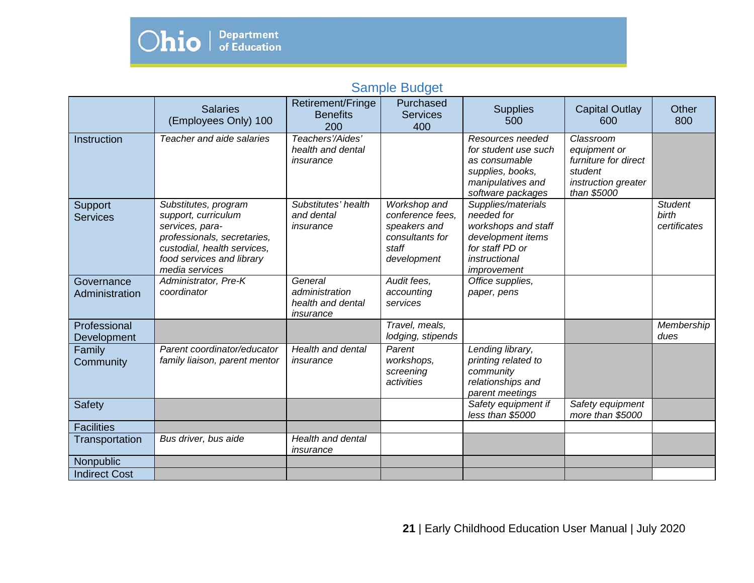## Sample Budget

| | Salaries (Employees Only) 100 | Retirement/Fringe Benefits 200 | Purchased Services 400 | Supplies 500 | Capital Outlay 600 | Other 800 |
|---|---|---|---|---|---|---|
| Instruction | *Teacher and aide salaries* | *Teachers'/Aides' health and dental insurance* | | *Resources needed for student use such as consumable supplies, books, manipulatives and software packages* | *Classroom equipment or furniture for direct student instruction greater than $5000* | |
| Support Services | *Substitutes, program support, curriculum services, para-professionals, secretaries, custodial, health services, food services and library media services* | *Substitutes' health and dental insurance* | *Workshop and conference fees, speakers and consultants for staff development* | *Supplies/materials needed for workshops and staff development items for staff PD or instructional improvement* | | *Student birth certificates* |
| Governance Administration | *Administrator, Pre-K coordinator* | *General administration health and dental insurance* | *Audit fees, accounting services* | *Office supplies, paper, pens* | | |
| Professional Development | | | *Travel, meals, lodging, stipends* | | | *Membership dues* |
| Family Community | *Parent coordinator/educator family liaison, parent mentor* | *Health and dental insurance* | *Parent workshops, screening activities* | *Lending library, printing related to community relationships and parent meetings* | | |
| Safety | | | | *Safety equipment if less than $5000* | *Safety equipment more than $5000* | |
| Facilities | | | | | | |
| Transportation | *Bus driver, bus aide* | *Health and dental insurance* | | | | |
| Nonpublic | | | | | | |
| Indirect Cost | | | | | | |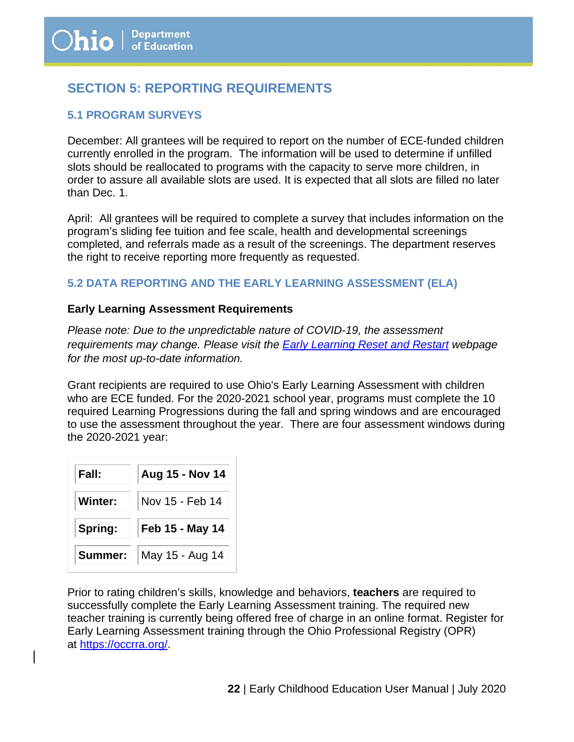## SECTION 5: REPORTING REQUIREMENTS

### 5.1 PROGRAM SURVEYS

December: All grantees will be required to report on the number of ECE-funded children currently enrolled in the program. The information will be used to determine if unfilled slots should be reallocated to programs with the capacity to serve more children, in order to assure all available slots are used. It is expected that all slots are filled no later than Dec. 1.

April: All grantees will be required to complete a survey that includes information on the program's sliding fee tuition and fee scale, health and developmental screenings completed, and referrals made as a result of the screenings. The department reserves the right to receive reporting more frequently as requested.

### 5.2 DATA REPORTING AND THE EARLY LEARNING ASSESSMENT (ELA)

**Early Learning Assessment Requirements**

*Please note: Due to the unpredictable nature of COVID-19, the assessment requirements may change. Please visit the [Early Learning Reset and Restart]() webpage for the most up-to-date information.*

Grant recipients are required to use Ohio's Early Learning Assessment with children who are ECE funded. For the 2020-2021 school year, programs must complete the 10 required Learning Progressions during the fall and spring windows and are encouraged to use the assessment throughout the year. There are four assessment windows during the 2020-2021 year:

| | |
|---|---|
| **Fall:** | **Aug 15 - Nov 14** |
| **Winter:** | Nov 15 - Feb 14 |
| **Spring:** | **Feb 15 - May 14** |
| **Summer:** | May 15 - Aug 14 |

Prior to rating children's skills, knowledge and behaviors, **teachers** are required to successfully complete the Early Learning Assessment training. The required new teacher training is currently being offered free of charge in an online format. Register for Early Learning Assessment training through the Ohio Professional Registry (OPR) at [https://occrra.org/](https://occrra.org/).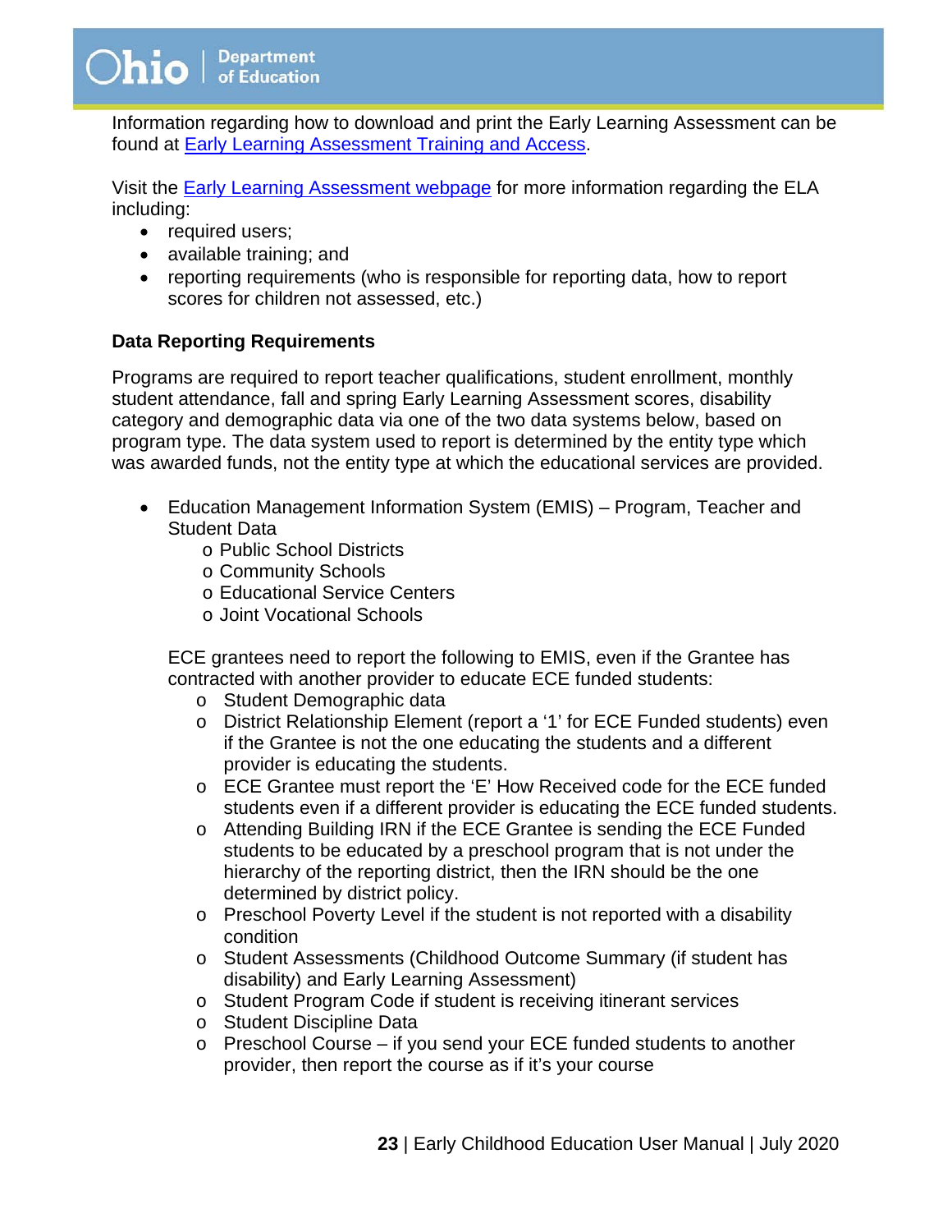Information regarding how to download and print the Early Learning Assessment can be found at [Early Learning Assessment Training and Access](#).

Visit the [Early Learning Assessment webpage](#) for more information regarding the ELA including:

- required users;
- available training; and
- reporting requirements (who is responsible for reporting data, how to report scores for children not assessed, etc.)

**Data Reporting Requirements**

Programs are required to report teacher qualifications, student enrollment, monthly student attendance, fall and spring Early Learning Assessment scores, disability category and demographic data via one of the two data systems below, based on program type. The data system used to report is determined by the entity type which was awarded funds, not the entity type at which the educational services are provided.

- Education Management Information System (EMIS) – Program, Teacher and Student Data
    - Public School Districts
    - Community Schools
    - Educational Service Centers
    - Joint Vocational Schools

  ECE grantees need to report the following to EMIS, even if the Grantee has contracted with another provider to educate ECE funded students:

    - Student Demographic data
    - District Relationship Element (report a '1' for ECE Funded students) even if the Grantee is not the one educating the students and a different provider is educating the students.
    - ECE Grantee must report the 'E' How Received code for the ECE funded students even if a different provider is educating the ECE funded students.
    - Attending Building IRN if the ECE Grantee is sending the ECE Funded students to be educated by a preschool program that is not under the hierarchy of the reporting district, then the IRN should be the one determined by district policy.
    - Preschool Poverty Level if the student is not reported with a disability condition
    - Student Assessments (Childhood Outcome Summary (if student has disability) and Early Learning Assessment)
    - Student Program Code if student is receiving itinerant services
    - Student Discipline Data
    - Preschool Course – if you send your ECE funded students to another provider, then report the course as if it's your course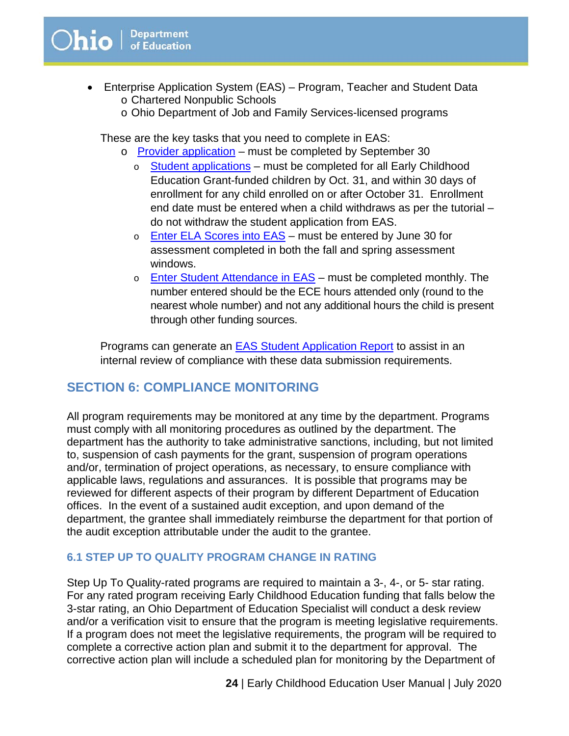- Enterprise Application System (EAS) – Program, Teacher and Student Data
  - Chartered Nonpublic Schools
  - Ohio Department of Job and Family Services-licensed programs

These are the key tasks that you need to complete in EAS:

- Provider application – must be completed by September 30
  - Student applications – must be completed for all Early Childhood Education Grant-funded children by Oct. 31, and within 30 days of enrollment for any child enrolled on or after October 31. Enrollment end date must be entered when a child withdraws as per the tutorial – do not withdraw the student application from EAS.
  - Enter ELA Scores into EAS – must be entered by June 30 for assessment completed in both the fall and spring assessment windows.
  - Enter Student Attendance in EAS – must be completed monthly. The number entered should be the ECE hours attended only (round to the nearest whole number) and not any additional hours the child is present through other funding sources.

Programs can generate an EAS Student Application Report to assist in an internal review of compliance with these data submission requirements.

## SECTION 6: COMPLIANCE MONITORING

All program requirements may be monitored at any time by the department. Programs must comply with all monitoring procedures as outlined by the department. The department has the authority to take administrative sanctions, including, but not limited to, suspension of cash payments for the grant, suspension of program operations and/or, termination of project operations, as necessary, to ensure compliance with applicable laws, regulations and assurances. It is possible that programs may be reviewed for different aspects of their program by different Department of Education offices. In the event of a sustained audit exception, and upon demand of the department, the grantee shall immediately reimburse the department for that portion of the audit exception attributable under the audit to the grantee.

### 6.1 STEP UP TO QUALITY PROGRAM CHANGE IN RATING

Step Up To Quality-rated programs are required to maintain a 3-, 4-, or 5- star rating. For any rated program receiving Early Childhood Education funding that falls below the 3-star rating, an Ohio Department of Education Specialist will conduct a desk review and/or a verification visit to ensure that the program is meeting legislative requirements. If a program does not meet the legislative requirements, the program will be required to complete a corrective action plan and submit it to the department for approval. The corrective action plan will include a scheduled plan for monitoring by the Department of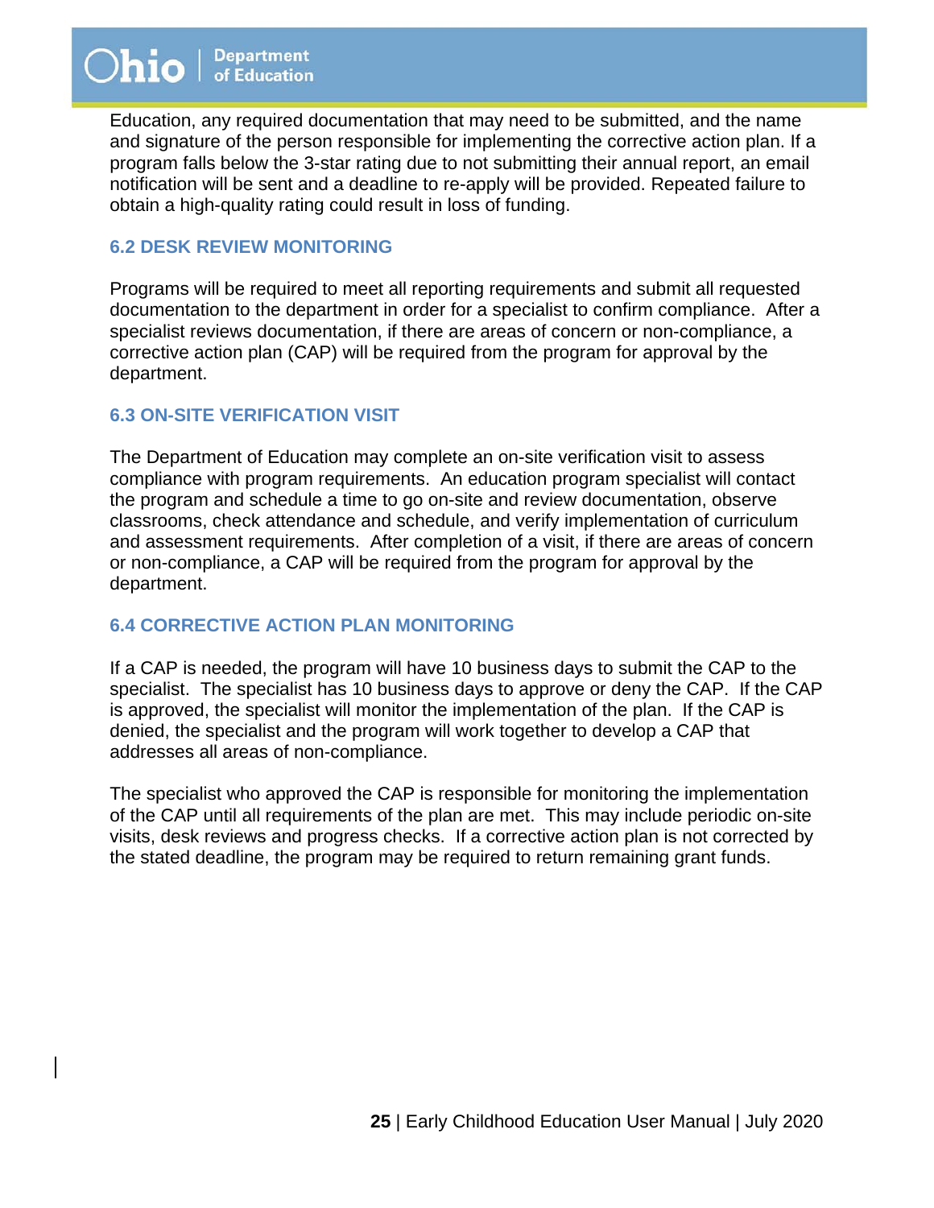Education, any required documentation that may need to be submitted, and the name and signature of the person responsible for implementing the corrective action plan. If a program falls below the 3-star rating due to not submitting their annual report, an email notification will be sent and a deadline to re-apply will be provided. Repeated failure to obtain a high-quality rating could result in loss of funding.

### 6.2 DESK REVIEW MONITORING

Programs will be required to meet all reporting requirements and submit all requested documentation to the department in order for a specialist to confirm compliance. After a specialist reviews documentation, if there are areas of concern or non-compliance, a corrective action plan (CAP) will be required from the program for approval by the department.

### 6.3 ON-SITE VERIFICATION VISIT

The Department of Education may complete an on-site verification visit to assess compliance with program requirements. An education program specialist will contact the program and schedule a time to go on-site and review documentation, observe classrooms, check attendance and schedule, and verify implementation of curriculum and assessment requirements. After completion of a visit, if there are areas of concern or non-compliance, a CAP will be required from the program for approval by the department.

### 6.4 CORRECTIVE ACTION PLAN MONITORING

If a CAP is needed, the program will have 10 business days to submit the CAP to the specialist. The specialist has 10 business days to approve or deny the CAP. If the CAP is approved, the specialist will monitor the implementation of the plan. If the CAP is denied, the specialist and the program will work together to develop a CAP that addresses all areas of non-compliance.

The specialist who approved the CAP is responsible for monitoring the implementation of the CAP until all requirements of the plan are met. This may include periodic on-site visits, desk reviews and progress checks. If a corrective action plan is not corrected by the stated deadline, the program may be required to return remaining grant funds.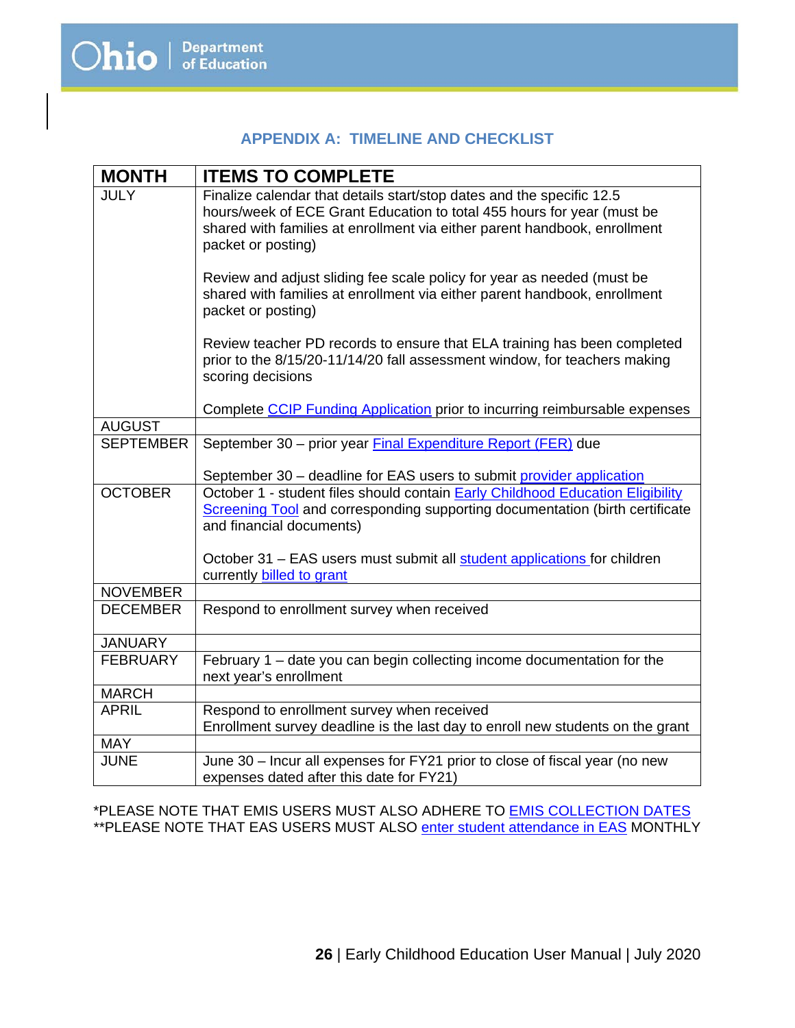## APPENDIX A: TIMELINE AND CHECKLIST

| MONTH | ITEMS TO COMPLETE |
|---|---|
| JULY | Finalize calendar that details start/stop dates and the specific 12.5 hours/week of ECE Grant Education to total 455 hours for year (must be shared with families at enrollment via either parent handbook, enrollment packet or posting)<br><br>Review and adjust sliding fee scale policy for year as needed (must be shared with families at enrollment via either parent handbook, enrollment packet or posting)<br><br>Review teacher PD records to ensure that ELA training has been completed prior to the 8/15/20-11/14/20 fall assessment window, for teachers making scoring decisions<br><br>Complete CCIP Funding Application prior to incurring reimbursable expenses |
| AUGUST | |
| SEPTEMBER | September 30 – prior year Final Expenditure Report (FER) due<br><br>September 30 – deadline for EAS users to submit provider application |
| OCTOBER | October 1 - student files should contain Early Childhood Education Eligibility Screening Tool and corresponding supporting documentation (birth certificate and financial documents)<br><br>October 31 – EAS users must submit all student applications for children currently billed to grant |
| NOVEMBER | |
| DECEMBER | Respond to enrollment survey when received |
| JANUARY | |
| FEBRUARY | February 1 – date you can begin collecting income documentation for the next year's enrollment |
| MARCH | |
| APRIL | Respond to enrollment survey when received<br>Enrollment survey deadline is the last day to enroll new students on the grant |
| MAY | |
| JUNE | June 30 – Incur all expenses for FY21 prior to close of fiscal year (no new expenses dated after this date for FY21) |

*PLEASE NOTE THAT EMIS USERS MUST ALSO ADHERE TO EMIS COLLECTION DATES
**PLEASE NOTE THAT EAS USERS MUST ALSO enter student attendance in EAS MONTHLY